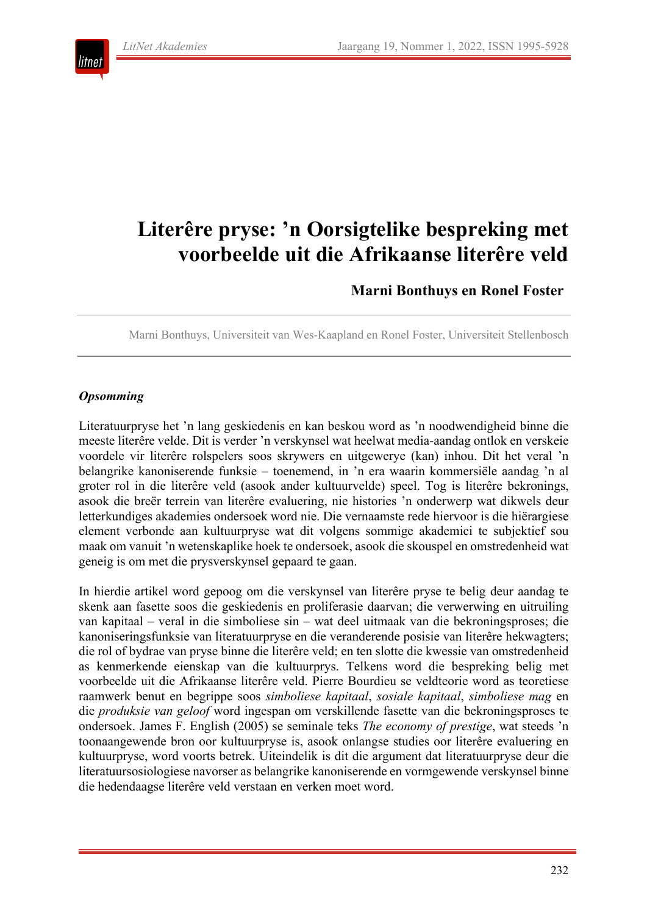# Literêre pryse: ’n Oorsigtelike bespreking met voorbeelde uit die Afrikaanse literêre veld

**Marni Bonthuys en Ronel Foster**

Marni Bonthuys, Universiteit van Wes-Kaapland en Ronel Foster, Universiteit Stellenbosch

***Opsomming***

Literatuurpryse het ’n lang geskiedenis en kan beskou word as ’n noodwendigheid binne die meeste literêre velde. Dit is verder ’n verskynsel wat heelwat media-aandag ontlok en verskeie voordele vir literêre rolspelers soos skrywers en uitgewerye (kan) inhou. Dit het veral ’n belangrike kanoniserende funksie – toenemend, in ’n era waarin kommersiële aandag ’n al groter rol in die literêre veld (asook ander kultuurvelde) speel. Tog is literêre bekronings, asook die breër terrein van literêre evaluering, nie histories ’n onderwerp wat dikwels deur letterkundiges akademies ondersoek word nie. Die vernaamste rede hiervoor is die hiërargiese element verbonde aan kultuurpryse wat dit volgens sommige akademici te subjektief sou maak om vanuit ’n wetenskaplike hoek te ondersoek, asook die skouspel en omstredenheid wat geneig is om met die prysverskynsel gepaard te gaan.

In hierdie artikel word gepoog om die verskynsel van literêre pryse te belig deur aandag te skenk aan fasette soos die geskiedenis en proliferasie daarvan; die verwerwing en uitruiling van kapitaal – veral in die simboliese sin – wat deel uitmaak van die bekroningsproses; die kanoniseringsfunksie van literatuurpryse en die veranderende posisie van literêre hekwagters; die rol of bydrae van pryse binne die literêre veld; en ten slotte die kwessie van omstredenheid as kenmerkende eienskap van die kultuurprys. Telkens word die bespreking belig met voorbeelde uit die Afrikaanse literêre veld. Pierre Bourdieu se veldteorie word as teoretiese raamwerk benut en begrippe soos *simboliese kapitaal*, *sosiale kapitaal*, *simboliese mag* en die *produksie van geloof* word ingespan om verskillende fasette van die bekroningsproses te ondersoek. James F. English (2005) se seminale teks *The economy of prestige*, wat steeds ’n toonaangewende bron oor kultuurpryse is, asook onlangse studies oor literêre evaluering en kultuurpryse, word voorts betrek. Uiteindelik is dit die argument dat literatuurpryse deur die literatuursosiologiese navorser as belangrike kanoniserende en vormgewende verskynsel binne die hedendaagse literêre veld verstaan en verken moet word.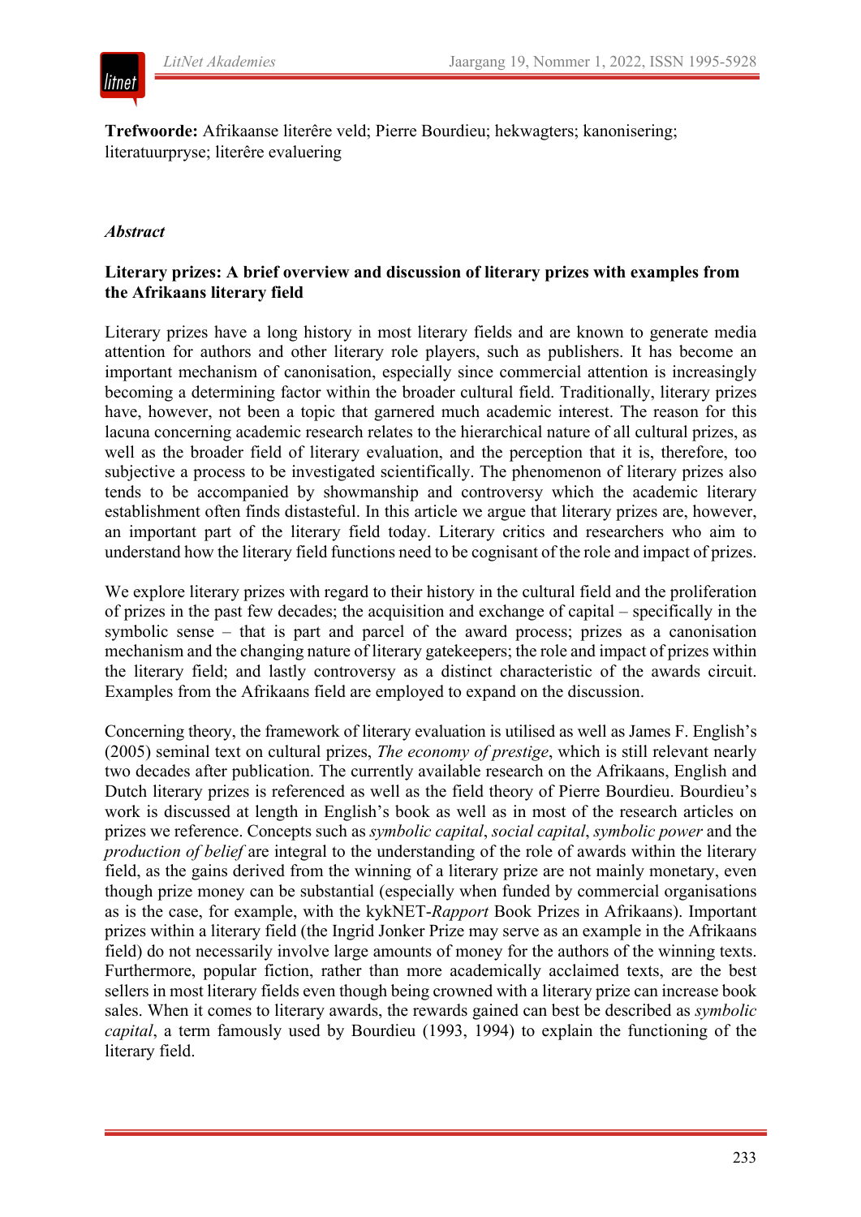**Trefwoorde:** Afrikaanse literêre veld; Pierre Bourdieu; hekwagters; kanonisering; literatuurpryse; literêre evaluering

## *Abstract*

**Literary prizes: A brief overview and discussion of literary prizes with examples from the Afrikaans literary field**

Literary prizes have a long history in most literary fields and are known to generate media attention for authors and other literary role players, such as publishers. It has become an important mechanism of canonisation, especially since commercial attention is increasingly becoming a determining factor within the broader cultural field. Traditionally, literary prizes have, however, not been a topic that garnered much academic interest. The reason for this lacuna concerning academic research relates to the hierarchical nature of all cultural prizes, as well as the broader field of literary evaluation, and the perception that it is, therefore, too subjective a process to be investigated scientifically. The phenomenon of literary prizes also tends to be accompanied by showmanship and controversy which the academic literary establishment often finds distasteful. In this article we argue that literary prizes are, however, an important part of the literary field today. Literary critics and researchers who aim to understand how the literary field functions need to be cognisant of the role and impact of prizes.

We explore literary prizes with regard to their history in the cultural field and the proliferation of prizes in the past few decades; the acquisition and exchange of capital – specifically in the symbolic sense – that is part and parcel of the award process; prizes as a canonisation mechanism and the changing nature of literary gatekeepers; the role and impact of prizes within the literary field; and lastly controversy as a distinct characteristic of the awards circuit. Examples from the Afrikaans field are employed to expand on the discussion.

Concerning theory, the framework of literary evaluation is utilised as well as James F. English's (2005) seminal text on cultural prizes, *The economy of prestige*, which is still relevant nearly two decades after publication. The currently available research on the Afrikaans, English and Dutch literary prizes is referenced as well as the field theory of Pierre Bourdieu. Bourdieu's work is discussed at length in English's book as well as in most of the research articles on prizes we reference. Concepts such as *symbolic capital*, *social capital*, *symbolic power* and the *production of belief* are integral to the understanding of the role of awards within the literary field, as the gains derived from the winning of a literary prize are not mainly monetary, even though prize money can be substantial (especially when funded by commercial organisations as is the case, for example, with the kykNET-*Rapport* Book Prizes in Afrikaans). Important prizes within a literary field (the Ingrid Jonker Prize may serve as an example in the Afrikaans field) do not necessarily involve large amounts of money for the authors of the winning texts. Furthermore, popular fiction, rather than more academically acclaimed texts, are the best sellers in most literary fields even though being crowned with a literary prize can increase book sales. When it comes to literary awards, the rewards gained can best be described as *symbolic capital*, a term famously used by Bourdieu (1993, 1994) to explain the functioning of the literary field.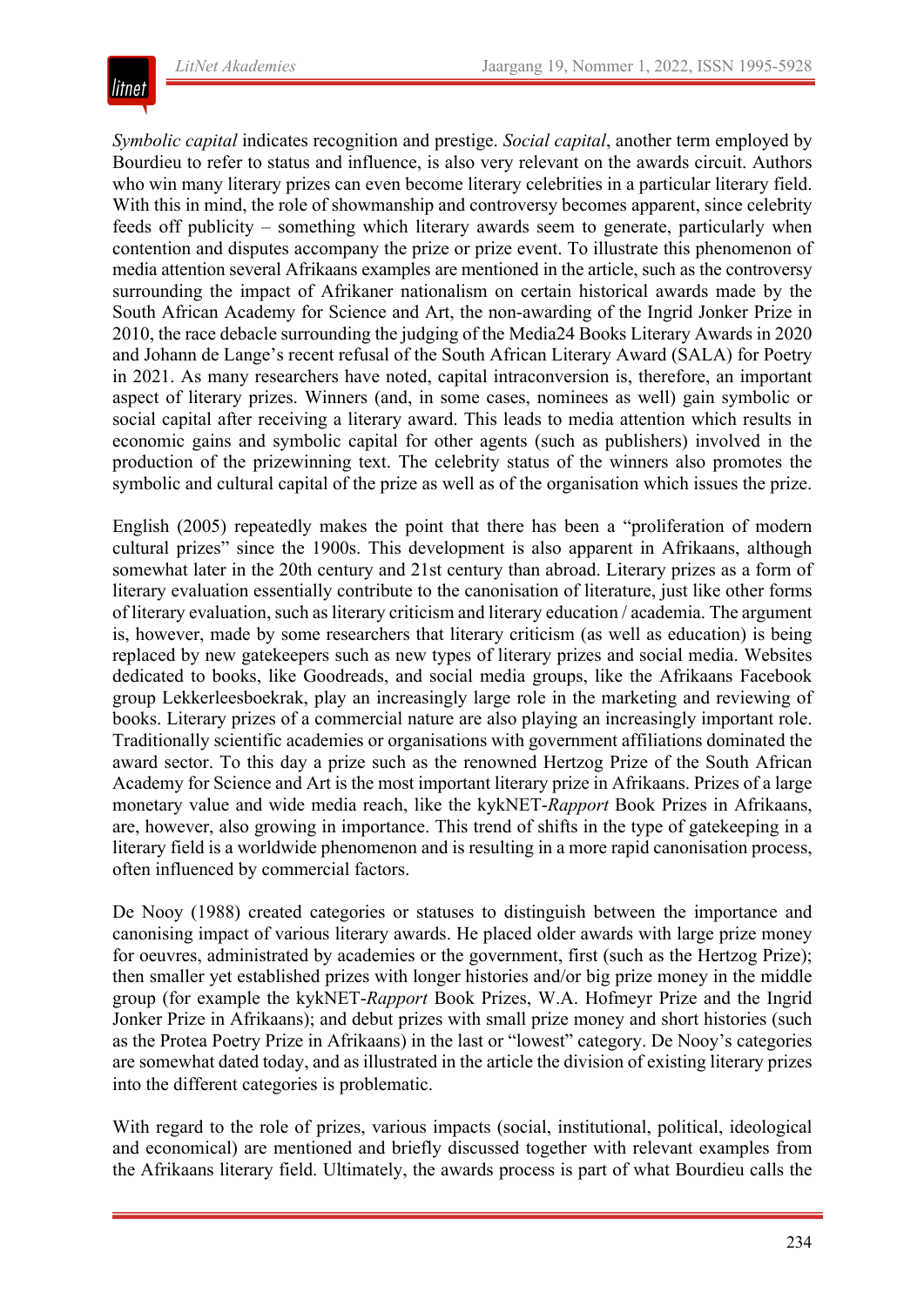*Symbolic capital* indicates recognition and prestige. *Social capital*, another term employed by Bourdieu to refer to status and influence, is also very relevant on the awards circuit. Authors who win many literary prizes can even become literary celebrities in a particular literary field. With this in mind, the role of showmanship and controversy becomes apparent, since celebrity feeds off publicity – something which literary awards seem to generate, particularly when contention and disputes accompany the prize or prize event. To illustrate this phenomenon of media attention several Afrikaans examples are mentioned in the article, such as the controversy surrounding the impact of Afrikaner nationalism on certain historical awards made by the South African Academy for Science and Art, the non-awarding of the Ingrid Jonker Prize in 2010, the race debacle surrounding the judging of the Media24 Books Literary Awards in 2020 and Johann de Lange's recent refusal of the South African Literary Award (SALA) for Poetry in 2021. As many researchers have noted, capital intraconversion is, therefore, an important aspect of literary prizes. Winners (and, in some cases, nominees as well) gain symbolic or social capital after receiving a literary award. This leads to media attention which results in economic gains and symbolic capital for other agents (such as publishers) involved in the production of the prizewinning text. The celebrity status of the winners also promotes the symbolic and cultural capital of the prize as well as of the organisation which issues the prize.

English (2005) repeatedly makes the point that there has been a "proliferation of modern cultural prizes" since the 1900s. This development is also apparent in Afrikaans, although somewhat later in the 20th century and 21st century than abroad. Literary prizes as a form of literary evaluation essentially contribute to the canonisation of literature, just like other forms of literary evaluation, such as literary criticism and literary education / academia. The argument is, however, made by some researchers that literary criticism (as well as education) is being replaced by new gatekeepers such as new types of literary prizes and social media. Websites dedicated to books, like Goodreads, and social media groups, like the Afrikaans Facebook group Lekkerleesboekrak, play an increasingly large role in the marketing and reviewing of books. Literary prizes of a commercial nature are also playing an increasingly important role. Traditionally scientific academies or organisations with government affiliations dominated the award sector. To this day a prize such as the renowned Hertzog Prize of the South African Academy for Science and Art is the most important literary prize in Afrikaans. Prizes of a large monetary value and wide media reach, like the kykNET-*Rapport* Book Prizes in Afrikaans, are, however, also growing in importance. This trend of shifts in the type of gatekeeping in a literary field is a worldwide phenomenon and is resulting in a more rapid canonisation process, often influenced by commercial factors.

De Nooy (1988) created categories or statuses to distinguish between the importance and canonising impact of various literary awards. He placed older awards with large prize money for oeuvres, administrated by academies or the government, first (such as the Hertzog Prize); then smaller yet established prizes with longer histories and/or big prize money in the middle group (for example the kykNET-*Rapport* Book Prizes, W.A. Hofmeyr Prize and the Ingrid Jonker Prize in Afrikaans); and debut prizes with small prize money and short histories (such as the Protea Poetry Prize in Afrikaans) in the last or "lowest" category. De Nooy's categories are somewhat dated today, and as illustrated in the article the division of existing literary prizes into the different categories is problematic.

With regard to the role of prizes, various impacts (social, institutional, political, ideological and economical) are mentioned and briefly discussed together with relevant examples from the Afrikaans literary field. Ultimately, the awards process is part of what Bourdieu calls the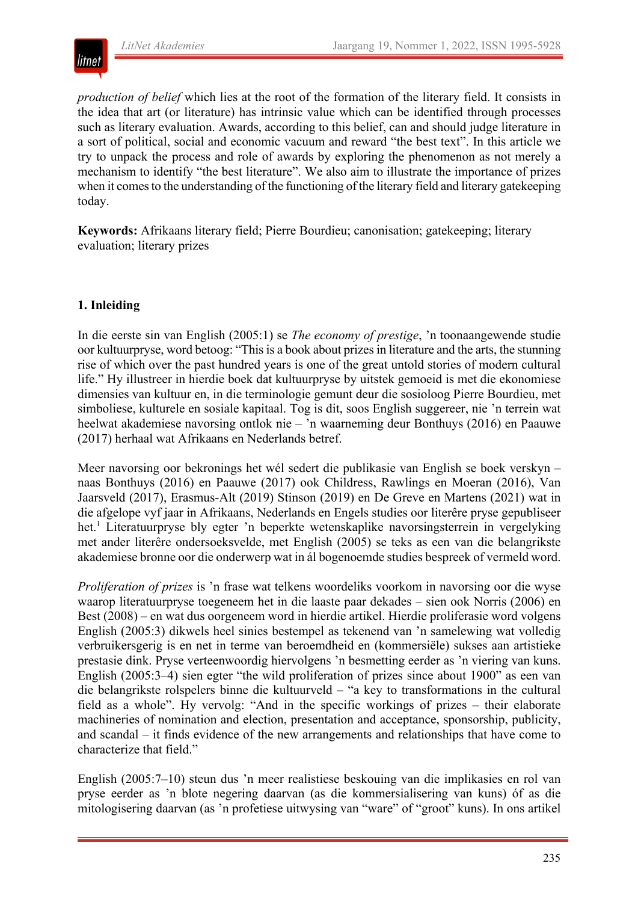*production of belief* which lies at the root of the formation of the literary field. It consists in the idea that art (or literature) has intrinsic value which can be identified through processes such as literary evaluation. Awards, according to this belief, can and should judge literature in a sort of political, social and economic vacuum and reward "the best text". In this article we try to unpack the process and role of awards by exploring the phenomenon as not merely a mechanism to identify "the best literature". We also aim to illustrate the importance of prizes when it comes to the understanding of the functioning of the literary field and literary gatekeeping today.

**Keywords:** Afrikaans literary field; Pierre Bourdieu; canonisation; gatekeeping; literary evaluation; literary prizes

## 1. Inleiding

In die eerste sin van English (2005:1) se *The economy of prestige*, 'n toonaangewende studie oor kultuurpryse, word betoog: "This is a book about prizes in literature and the arts, the stunning rise of which over the past hundred years is one of the great untold stories of modern cultural life." Hy illustreer in hierdie boek dat kultuurpryse by uitstek gemoeid is met die ekonomiese dimensies van kultuur en, in die terminologie gemunt deur die sosioloog Pierre Bourdieu, met simboliese, kulturele en sosiale kapitaal. Tog is dit, soos English suggereer, nie 'n terrein wat heelwat akademiese navorsing ontlok nie – 'n waarneming deur Bonthuys (2016) en Paauwe (2017) herhaal wat Afrikaans en Nederlands betref.

Meer navorsing oor bekronings het wél sedert die publikasie van English se boek verskyn – naas Bonthuys (2016) en Paauwe (2017) ook Childress, Rawlings en Moeran (2016), Van Jaarsveld (2017), Erasmus-Alt (2019) Stinson (2019) en De Greve en Martens (2021) wat in die afgelope vyf jaar in Afrikaans, Nederlands en Engels studies oor literêre pryse gepubliseer het.[1] Literatuurpryse bly egter 'n beperkte wetenskaplike navorsingsterrein in vergelyking met ander literêre ondersoeksvelde, met English (2005) se teks as een van die belangrikste akademiese bronne oor die onderwerp wat in ál bogenoemde studies bespreek of vermeld word.

*Proliferation of prizes* is 'n frase wat telkens woordeliks voorkom in navorsing oor die wyse waarop literatuurpryse toegeneem het in die laaste paar dekades – sien ook Norris (2006) en Best (2008) – en wat dus oorgeneem word in hierdie artikel. Hierdie proliferasie word volgens English (2005:3) dikwels heel sinies bestempel as tekenend van 'n samelewing wat volledig verbruikersgerig is en net in terme van beroemdheid en (kommersiële) sukses aan artistieke prestasie dink. Pryse verteenwoordig hiervolgens 'n besmetting eerder as 'n viering van kuns. English (2005:3–4) sien egter "the wild proliferation of prizes since about 1900" as een van die belangrikste rolspelers binne die kultuurveld – "a key to transformations in the cultural field as a whole". Hy vervolg: "And in the specific workings of prizes – their elaborate machineries of nomination and election, presentation and acceptance, sponsorship, publicity, and scandal – it finds evidence of the new arrangements and relationships that have come to characterize that field."

English (2005:7–10) steun dus 'n meer realistiese beskouing van die implikasies en rol van pryse eerder as 'n blote negering daarvan (as die kommersialisering van kuns) óf as die mitologisering daarvan (as 'n profetiese uitwysing van "ware" of "groot" kuns). In ons artikel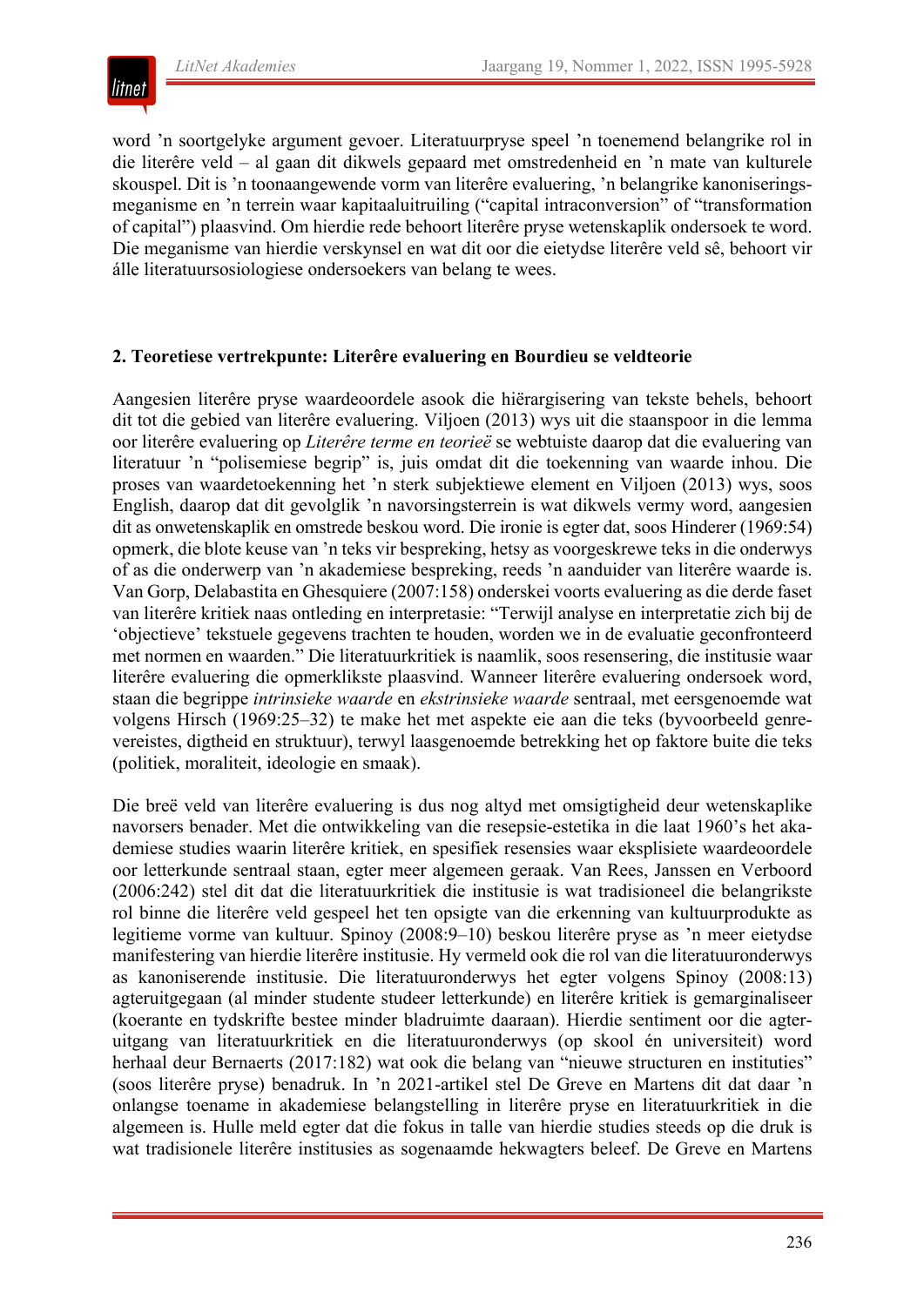word ’n soortgelyke argument gevoer. Literatuurpryse speel ’n toenemend belangrike rol in die literêre veld – al gaan dit dikwels gepaard met omstredenheid en ’n mate van kulturele skouspel. Dit is ’n toonaangewende vorm van literêre evaluering, ’n belangrike kanoniseringsmeganisme en ’n terrein waar kapitaaluitruiling (“capital intraconversion” of “transformation of capital”) plaasvind. Om hierdie rede behoort literêre pryse wetenskaplik ondersoek te word. Die meganisme van hierdie verskynsel en wat dit oor die eietydse literêre veld sê, behoort vir álle literatuursosiologiese ondersoekers van belang te wees.

## 2. Teoretiese vertrekpunte: Literêre evaluering en Bourdieu se veldteorie

Aangesien literêre pryse waardeoordele asook die hiërargisering van tekste behels, behoort dit tot die gebied van literêre evaluering. Viljoen (2013) wys uit die staanspoor in die lemma oor literêre evaluering op *Literêre terme en teorieë* se webtuiste daarop dat die evaluering van literatuur ’n “polisemiese begrip” is, juis omdat dit die toekenning van waarde inhou. Die proses van waardetoekenning het ’n sterk subjektiewe element en Viljoen (2013) wys, soos English, daarop dat dit gevolglik ’n navorsingsterrein is wat dikwels vermy word, aangesien dit as onwetenskaplik en omstrede beskou word. Die ironie is egter dat, soos Hinderer (1969:54) opmerk, die blote keuse van ’n teks vir bespreking, hetsy as voorgeskrewe teks in die onderwys of as die onderwerp van ’n akademiese bespreking, reeds ’n aanduider van literêre waarde is. Van Gorp, Delabastita en Ghesquiere (2007:158) onderskei voorts evaluering as die derde faset van literêre kritiek naas ontleding en interpretasie: “Terwijl analyse en interpretatie zich bij de ‘objectieve’ tekstuele gegevens trachten te houden, worden we in de evaluatie geconfronteerd met normen en waarden.” Die literatuurkritiek is naamlik, soos resensering, die institusie waar literêre evaluering die opmerklikste plaasvind. Wanneer literêre evaluering ondersoek word, staan die begrippe *intrinsieke waarde* en *ekstrinsieke waarde* sentraal, met eersgenoemde wat volgens Hirsch (1969:25–32) te make het met aspekte eie aan die teks (byvoorbeeld genrevereistes, digtheid en struktuur), terwyl laasgenoemde betrekking het op faktore buite die teks (politiek, moraliteit, ideologie en smaak).

Die breë veld van literêre evaluering is dus nog altyd met omsigtigheid deur wetenskaplike navorsers benader. Met die ontwikkeling van die resepsie-estetika in die laat 1960’s het akademiese studies waarin literêre kritiek, en spesifiek resensies waar eksplisiete waardeoordele oor letterkunde sentraal staan, egter meer algemeen geraak. Van Rees, Janssen en Verboord (2006:242) stel dit dat die literatuurkritiek die institusie is wat tradisioneel die belangrikste rol binne die literêre veld gespeel het ten opsigte van die erkenning van kultuurprodukte as legitieme vorme van kultuur. Spinoy (2008:9–10) beskou literêre pryse as ’n meer eietydse manifestering van hierdie literêre institusie. Hy vermeld ook die rol van die literatuuronderwys as kanoniserende institusie. Die literatuuronderwys het egter volgens Spinoy (2008:13) agteruitgegaan (al minder studente studeer letterkunde) en literêre kritiek is gemarginaliseer (koerante en tydskrifte bestee minder bladruimte daaraan). Hierdie sentiment oor die agteruitgang van literatuurkritiek en die literatuuronderwys (op skool én universiteit) word herhaal deur Bernaerts (2017:182) wat ook die belang van “nieuwe structuren en instituties” (soos literêre pryse) benadruk. In ’n 2021-artikel stel De Greve en Martens dit dat daar ’n onlangse toename in akademiese belangstelling in literêre pryse en literatuurkritiek in die algemeen is. Hulle meld egter dat die fokus in talle van hierdie studies steeds op die druk is wat tradisionele literêre institusies as sogenaamde hekwagters beleef. De Greve en Martens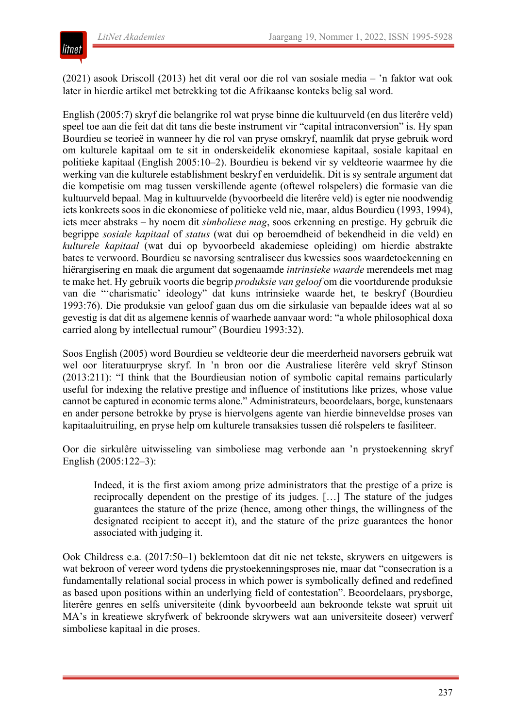(2021) asook Driscoll (2013) het dit veral oor die rol van sosiale media – 'n faktor wat ook later in hierdie artikel met betrekking tot die Afrikaanse konteks belig sal word.

English (2005:7) skryf die belangrike rol wat pryse binne die kultuurveld (en dus literêre veld) speel toe aan die feit dat dit tans die beste instrument vir "capital intraconversion" is. Hy span Bourdieu se teorieë in wanneer hy die rol van pryse omskryf, naamlik dat pryse gebruik word om kulturele kapitaal om te sit in onderskeidelik ekonomiese kapitaal, sosiale kapitaal en politieke kapitaal (English 2005:10–2). Bourdieu is bekend vir sy veldteorie waarmee hy die werking van die kulturele establishment beskryf en verduidelik. Dit is sy sentrale argument dat die kompetisie om mag tussen verskillende agente (oftewel rolspelers) die formasie van die kultuurveld bepaal. Mag in kultuurvelde (byvoorbeeld die literêre veld) is egter nie noodwendig iets konkreets soos in die ekonomiese of politieke veld nie, maar, aldus Bourdieu (1993, 1994), iets meer abstraks – hy noem dit *simboliese mag*, soos erkenning en prestige. Hy gebruik die begrippe *sosiale kapitaal* of *status* (wat dui op beroemdheid of bekendheid in die veld) en *kulturele kapitaal* (wat dui op byvoorbeeld akademiese opleiding) om hierdie abstrakte bates te verwoord. Bourdieu se navorsing sentraliseer dus kwessies soos waardetoekenning en hiërargisering en maak die argument dat sogenaamde *intrinsieke waarde* merendeels met mag te make het. Hy gebruik voorts die begrip *produksie van geloof* om die voortdurende produksie van die "'charismatic' ideology" dat kuns intrinsieke waarde het, te beskryf (Bourdieu 1993:76). Die produksie van geloof gaan dus om die sirkulasie van bepaalde idees wat al so gevestig is dat dit as algemene kennis of waarhede aanvaar word: "a whole philosophical doxa carried along by intellectual rumour" (Bourdieu 1993:32).

Soos English (2005) word Bourdieu se veldteorie deur die meerderheid navorsers gebruik wat wel oor literatuurpryse skryf. In 'n bron oor die Australiese literêre veld skryf Stinson (2013:211): "I think that the Bourdieusian notion of symbolic capital remains particularly useful for indexing the relative prestige and influence of institutions like prizes, whose value cannot be captured in economic terms alone." Administrateurs, beoordelaars, borge, kunstenaars en ander persone betrokke by pryse is hiervolgens agente van hierdie binneveldse proses van kapitaaluitruiling, en pryse help om kulturele transaksies tussen dié rolspelers te fasiliteer.

Oor die sirkulêre uitwisseling van simboliese mag verbonde aan 'n prystoekenning skryf English (2005:122–3):

> Indeed, it is the first axiom among prize administrators that the prestige of a prize is reciprocally dependent on the prestige of its judges. […] The stature of the judges guarantees the stature of the prize (hence, among other things, the willingness of the designated recipient to accept it), and the stature of the prize guarantees the honor associated with judging it.

Ook Childress e.a. (2017:50–1) beklemtoon dat dit nie net tekste, skrywers en uitgewers is wat bekroon of vereer word tydens die prystoekenningsproses nie, maar dat "consecration is a fundamentally relational social process in which power is symbolically defined and redefined as based upon positions within an underlying field of contestation". Beoordelaars, prysborge, literêre genres en selfs universiteite (dink byvoorbeeld aan bekroonde tekste wat spruit uit MA's in kreatiewe skryfwerk of bekroonde skrywers wat aan universiteite doseer) verwerf simboliese kapitaal in die proses.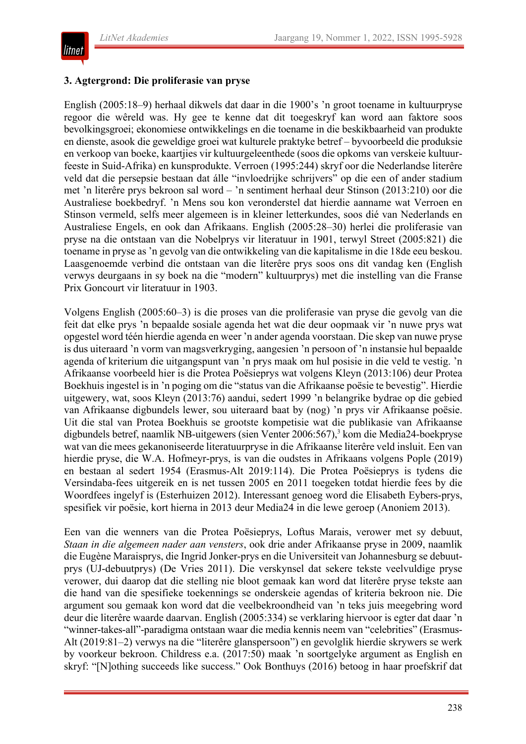### 3. Agtergrond: Die proliferasie van pryse

English (2005:18–9) herhaal dikwels dat daar in die 1900's 'n groot toename in kultuurpryse regoor die wêreld was. Hy gee te kenne dat dit toegeskryf kan word aan faktore soos bevolkingsgroei; ekonomiese ontwikkelings en die toename in die beskikbaarheid van produkte en dienste, asook die geweldige groei wat kulturele praktyke betref – byvoorbeeld die produksie en verkoop van boeke, kaartjies vir kultuurgeleenthede (soos die opkoms van verskeie kultuurfeeste in Suid-Afrika) en kunsprodukte. Verroen (1995:244) skryf oor die Nederlandse literêre veld dat die persepsie bestaan dat álle "invloedrijke schrijvers" op die een of ander stadium met 'n literêre prys bekroon sal word – 'n sentiment herhaal deur Stinson (2013:210) oor die Australiese boekbedryf. 'n Mens sou kon veronderstel dat hierdie aanname wat Verroen en Stinson vermeld, selfs meer algemeen is in kleiner letterkundes, soos dié van Nederlands en Australiese Engels, en ook dan Afrikaans. English (2005:28–30) herlei die proliferasie van pryse na die ontstaan van die Nobelprys vir literatuur in 1901, terwyl Street (2005:821) die toename in pryse as 'n gevolg van die ontwikkeling van die kapitalisme in die 18de eeu beskou. Laasgenoemde verbind die ontstaan van die literêre prys soos ons dit vandag ken (English verwys deurgaans in sy boek na die "modern" kultuurprys) met die instelling van die Franse Prix Goncourt vir literatuur in 1903.

Volgens English (2005:60–3) is die proses van die proliferasie van pryse die gevolg van die feit dat elke prys 'n bepaalde sosiale agenda het wat die deur oopmaak vir 'n nuwe prys wat opgestel word téén hierdie agenda en weer 'n ander agenda voorstaan. Die skep van nuwe pryse is dus uiteraard 'n vorm van magsverkryging, aangesien 'n persoon of 'n instansie hul bepaalde agenda of kriterium die uitgangspunt van 'n prys maak om hul posisie in die veld te vestig. 'n Afrikaanse voorbeeld hier is die Protea Poësieprys wat volgens Kleyn (2013:106) deur Protea Boekhuis ingestel is in 'n poging om die "status van die Afrikaanse poësie te bevestig". Hierdie uitgewery, wat, soos Kleyn (2013:76) aandui, sedert 1999 'n belangrike bydrae op die gebied van Afrikaanse digbundels lewer, sou uiteraard baat by (nog) 'n prys vir Afrikaanse poësie. Uit die stal van Protea Boekhuis se grootste kompetisie wat die publikasie van Afrikaanse digbundels betref, naamlik NB-uitgewers (sien Venter 2006:567),[3] kom die Media24-boekpryse wat van die mees gekanoniseerde literatuurpryse in die Afrikaanse literêre veld insluit. Een van hierdie pryse, die W.A. Hofmeyr-prys, is van die oudstes in Afrikaans volgens Pople (2019) en bestaan al sedert 1954 (Erasmus-Alt 2019:114). Die Protea Poësieprys is tydens die Versindaba-fees uitgereik en is net tussen 2005 en 2011 toegeken totdat hierdie fees by die Woordfees ingelyf is (Esterhuizen 2012). Interessant genoeg word die Elisabeth Eybers-prys, spesifiek vir poësie, kort hierna in 2013 deur Media24 in die lewe geroep (Anoniem 2013).

Een van die wenners van die Protea Poësieprys, Loftus Marais, verower met sy debuut, *Staan in die algemeen nader aan vensters*, ook drie ander Afrikaanse pryse in 2009, naamlik die Eugène Maraisprys, die Ingrid Jonker-prys en die Universiteit van Johannesburg se debuutprys (UJ-debuutprys) (De Vries 2011). Die verskynsel dat sekere tekste veelvuldige pryse verower, dui daarop dat die stelling nie bloot gemaak kan word dat literêre pryse tekste aan die hand van die spesifieke toekennings se onderskeie agendas of kriteria bekroon nie. Die argument sou gemaak kon word dat die veelbekroondheid van 'n teks juis meegebring word deur die literêre waarde daarvan. English (2005:334) se verklaring hiervoor is egter dat daar 'n "winner-takes-all"-paradigma ontstaan waar die media kennis neem van "celebrities" (Erasmus-Alt (2019:81–2) verwys na die "literêre glanspersoon") en gevolglik hierdie skrywers se werk by voorkeur bekroon. Childress e.a. (2017:50) maak 'n soortgelyke argument as English en skryf: "[N]othing succeeds like success." Ook Bonthuys (2016) betoog in haar proefskrif dat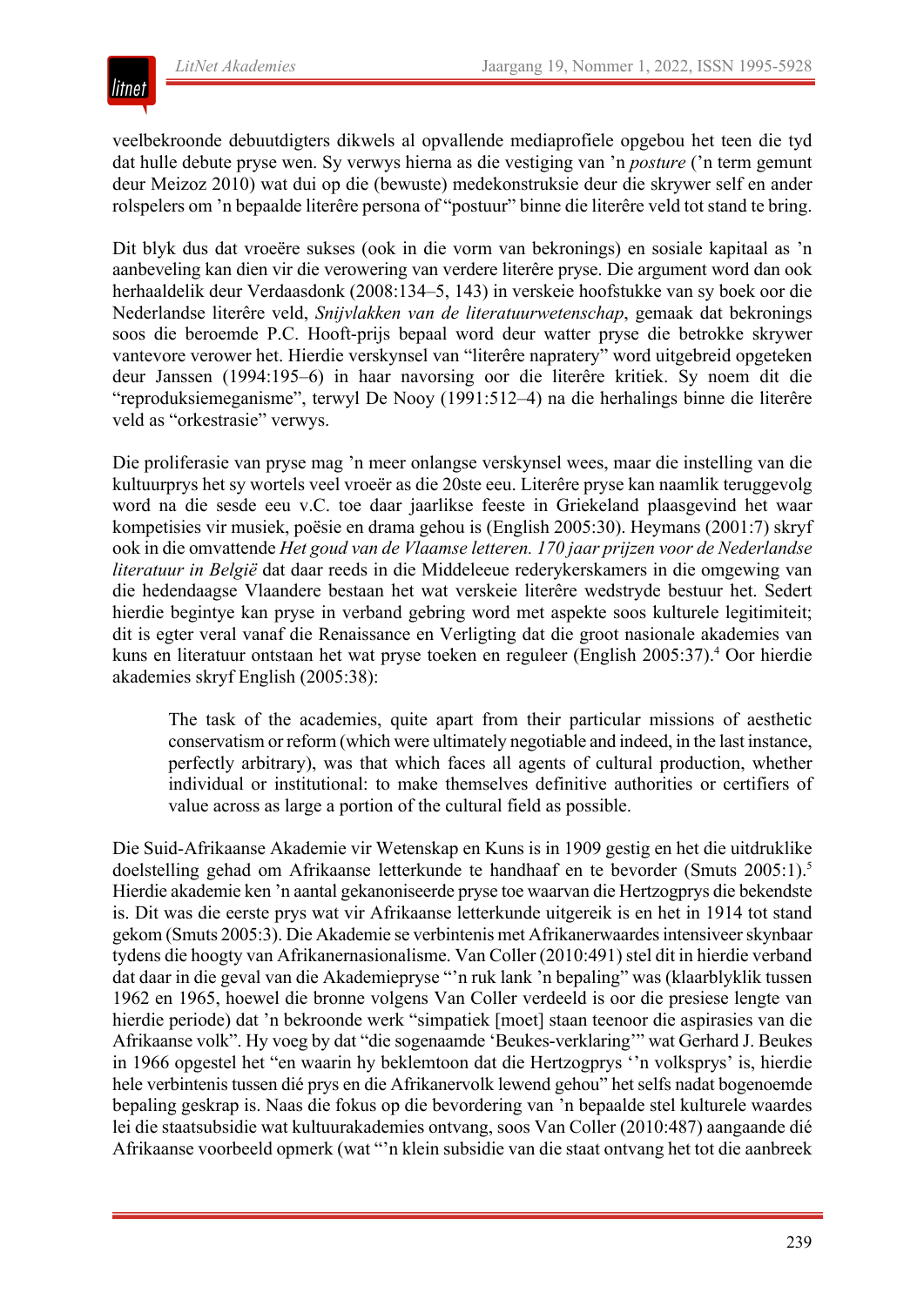veelbekroonde debuutdigters dikwels al opvallende mediaprofiele opgebou het teen die tyd dat hulle debute pryse wen. Sy verwys hierna as die vestiging van ’n *posture* (’n term gemunt deur Meizoz 2010) wat dui op die (bewuste) medekonstruksie deur die skrywer self en ander rolspelers om ’n bepaalde literêre persona of "postuur" binne die literêre veld tot stand te bring.

Dit blyk dus dat vroeëre sukses (ook in die vorm van bekronings) en sosiale kapitaal as ’n aanbeveling kan dien vir die verowering van verdere literêre pryse. Die argument word dan ook herhaaldelik deur Verdaasdonk (2008:134–5, 143) in verskeie hoofstukke van sy boek oor die Nederlandse literêre veld, *Snijvlakken van de literatuurwetenschap*, gemaak dat bekronings soos die beroemde P.C. Hooft-prijs bepaal word deur watter pryse die betrokke skrywer vantevore verower het. Hierdie verskynsel van "literêre naprately" word uitgebreid opgeteken deur Janssen (1994:195–6) in haar navorsing oor die literêre kritiek. Sy noem dit die "reproduksiemeganisme", terwyl De Nooy (1991:512–4) na die herhalings binne die literêre veld as "orkestrasie" verwys.

Die proliferasie van pryse mag ’n meer onlangse verskynsel wees, maar die instelling van die kultuurprys het sy wortels veel vroeër as die 20ste eeu. Literêre pryse kan naamlik teruggevolg word na die sesde eeu v.C. toe daar jaarlikse feeste in Griekeland plaasgevind het waar kompetisies vir musiek, poësie en drama gehou is (English 2005:30). Heymans (2001:7) skryf ook in die omvattende *Het goud van de Vlaamse letteren. 170 jaar prijzen voor de Nederlandse literatuur in België* dat daar reeds in die Middeleeue rederykerskamers in die omgewing van die hedendaagse Vlaandere bestaan het wat verskeie literêre wedstryde bestuur het. Sedert hierdie begintye kan pryse in verband gebring word met aspekte soos kulturele legitimiteit; dit is egter veral vanaf die Renaissance en Verligting dat die groot nasionale akademies van kuns en literatuur ontstaan het wat pryse toeken en reguleer (English 2005:37).[4] Oor hierdie akademies skryf English (2005:38):

> The task of the academies, quite apart from their particular missions of aesthetic conservatism or reform (which were ultimately negotiable and indeed, in the last instance, perfectly arbitrary), was that which faces all agents of cultural production, whether individual or institutional: to make themselves definitive authorities or certifiers of value across as large a portion of the cultural field as possible.

Die Suid-Afrikaanse Akademie vir Wetenskap en Kuns is in 1909 gestig en het die uitdruklike doelstelling gehad om Afrikaanse letterkunde te handhaaf en te bevorder (Smuts 2005:1).[5] Hierdie akademie ken ’n aantal gekanoniseerde pryse toe waarvan die Hertzogprys die bekendste is. Dit was die eerste prys wat vir Afrikaanse letterkunde uitgereik is en het in 1914 tot stand gekom (Smuts 2005:3). Die Akademie se verbintenis met Afrikanerwaardes intensiveer skynbaar tydens die hoogty van Afrikanernasionalisme. Van Coller (2010:491) stel dit in hierdie verband dat daar in die geval van die Akademiepryse "’n ruk lank ’n bepaling" was (klaarblyklik tussen 1962 en 1965, hoewel die bronne volgens Van Coller verdeeld is oor die presiese lengte van hierdie periode) dat ’n bekroonde werk "simpatiek [moet] staan teenoor die aspirasies van die Afrikaanse volk". Hy voeg by dat "die sogenaamde 'Beukes-verklaring'" wat Gerhard J. Beukes in 1966 opgestel het "en waarin hy beklemtoon dat die Hertzogprys ''n volksprys' is, hierdie hele verbintenis tussen dié prys en die Afrikanervolk lewend gehou" het selfs nadat bogenoemde bepaling geskrap is. Naas die fokus op die bevordering van ’n bepaalde stel kulturele waardes lei die staatsubsidie wat kultuurakademies ontvang, soos Van Coller (2010:487) aangaande dié Afrikaanse voorbeeld opmerk (wat "’n klein subsidie van die staat ontvang het tot die aanbreek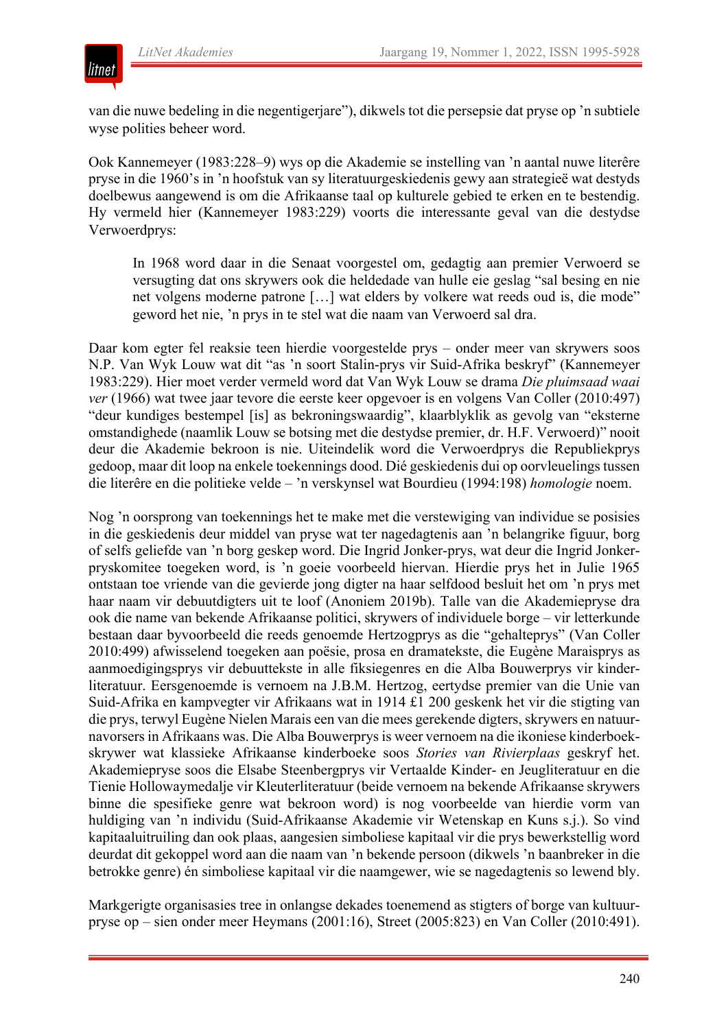van die nuwe bedeling in die negentigerjare"), dikwels tot die persepsie dat pryse op 'n subtiele wyse polities beheer word.

Ook Kannemeyer (1983:228–9) wys op die Akademie se instelling van 'n aantal nuwe literêre pryse in die 1960's in 'n hoofstuk van sy literatuurgeskiedenis gewy aan strategieë wat destyds doelbewus aangewend is om die Afrikaanse taal op kulturele gebied te erken en te bestendig. Hy vermeld hier (Kannemeyer 1983:229) voorts die interessante geval van die destydse Verwoerdprys:

> In 1968 word daar in die Senaat voorgestel om, gedagtig aan premier Verwoerd se versugting dat ons skrywers ook die heldedade van hulle eie geslag "sal besing en nie net volgens moderne patrone […] wat elders by volkere wat reeds oud is, die mode" geword het nie, 'n prys in te stel wat die naam van Verwoerd sal dra.

Daar kom egter fel reaksie teen hierdie voorgestelde prys – onder meer van skrywers soos N.P. Van Wyk Louw wat dit "as 'n soort Stalin-prys vir Suid-Afrika beskryf" (Kannemeyer 1983:229). Hier moet verder vermeld word dat Van Wyk Louw se drama *Die pluimsaad waai ver* (1966) wat twee jaar tevore die eerste keer opgevoer is en volgens Van Coller (2010:497) "deur kundiges bestempel [is] as bekroningswaardig", klaarblyklik as gevolg van "eksterne omstandighede (naamlik Louw se botsing met die destydse premier, dr. H.F. Verwoerd)" nooit deur die Akademie bekroon is nie. Uiteindelik word die Verwoerdprys die Republiekprys gedoop, maar dit loop na enkele toekennings dood. Dié geskiedenis dui op oorvleuelings tussen die literêre en die politieke velde – 'n verskynsel wat Bourdieu (1994:198) *homologie* noem.

Nog 'n oorsprong van toekennings het te make met die verstewiging van individue se posisies in die geskiedenis deur middel van pryse wat ter nagedagtenis aan 'n belangrike figuur, borg of selfs geliefde van 'n borg geskep word. Die Ingrid Jonker-prys, wat deur die Ingrid Jonker-pryskomitee toegeken word, is 'n goeie voorbeeld hiervan. Hierdie prys het in Julie 1965 ontstaan toe vriende van die gevierde jong digter na haar selfdood besluit het om 'n prys met haar naam vir debuutdigters uit te loof (Anoniem 2019b). Talle van die Akademiepryse dra ook die name van bekende Afrikaanse politici, skrywers of individuele borge – vir letterkunde bestaan daar byvoorbeeld die reeds genoemde Hertzogprys as die "gehalteprys" (Van Coller 2010:499) afwisselend toegeken aan poësie, prosa en dramatekste, die Eugène Maraisprys as aanmoedigingsprys vir debuuttekste in alle fiksiegenres en die Alba Bouwerprys vir kinderliteratuur. Eersgenoemde is vernoem na J.B.M. Hertzog, eertydse premier van die Unie van Suid-Afrika en kampvegter vir Afrikaans wat in 1914 £1 200 geskenk het vir die stigting van die prys, terwyl Eugène Nielen Marais een van die mees gerekende digters, skrywers en natuurnavorsers in Afrikaans was. Die Alba Bouwerprys is weer vernoem na die ikoniese kinderboekskrywer wat klassieke Afrikaanse kinderboeke soos *Stories van Rivierplaas* geskryf het. Akademiepryse soos die Elsabe Steenbergprys vir Vertaalde Kinder- en Jeugliteratuur en die Tienie Hollowaymedalje vir Kleuterliteratuur (beide vernoem na bekende Afrikaanse skrywers binne die spesifieke genre wat bekroon word) is nog voorbeelde van hierdie vorm van huldiging van 'n individu (Suid-Afrikaanse Akademie vir Wetenskap en Kuns s.j.). So vind kapitaaluitruiling dan ook plaas, aangesien simboliese kapitaal vir die prys bewerkstellig word deurdat dit gekoppel word aan die naam van 'n bekende persoon (dikwels 'n baanbreker in die betrokke genre) én simboliese kapitaal vir die naamgewer, wie se nagedagtenis so lewend bly.

Markgerigte organisasies tree in onlangse dekades toenemend as stigters of borge van kultuurpryse op – sien onder meer Heymans (2001:16), Street (2005:823) en Van Coller (2010:491).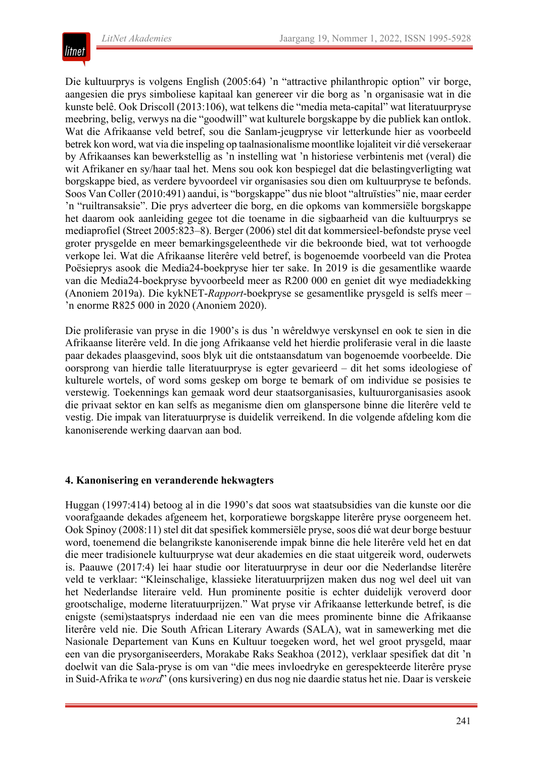Die kultuurprys is volgens English (2005:64) ’n “attractive philanthropic option” vir borge, aangesien die prys simboliese kapitaal kan genereer vir die borg as ’n organisasie wat in die kunste belê. Ook Driscoll (2013:106), wat telkens die “media meta-capital” wat literatuurpryse meebring, belig, verwys na die “goodwill” wat kulturele borgskappe by die publiek kan ontlok. Wat die Afrikaanse veld betref, sou die Sanlam-jeugpryse vir letterkunde hier as voorbeeld betrek kon word, wat via die inspeling op taalnasionalisme moontlike lojaliteit vir dié versekeraar by Afrikaanses kan bewerkstellig as ’n instelling wat ’n historiese verbintenis met (veral) die wit Afrikaner en sy/haar taal het. Mens sou ook kon bespiegel dat die belastingverligting wat borgskappe bied, as verdere byvoordeel vir organisasies sou dien om kultuurpryse te befonds. Soos Van Coller (2010:491) aandui, is “borgskappe” dus nie bloot “altruïsties” nie, maar eerder ’n “ruiltransaksie”. Die prys adverteer die borg, en die opkoms van kommersiële borgskappe het daarom ook aanleiding gegee tot die toename in die sigbaarheid van die kultuurprys se mediaprofiel (Street 2005:823–8). Berger (2006) stel dit dat kommersieel-befondste pryse veel groter prysgelde en meer bemarkingsgeleenthede vir die bekroonde bied, wat tot verhoogde verkope lei. Wat die Afrikaanse literêre veld betref, is bogenoemde voorbeeld van die Protea Poësieprys asook die Media24-boekpryse hier ter sake. In 2019 is die gesamentlike waarde van die Media24-boekpryse byvoorbeeld meer as R200 000 en geniet dit wye mediadekking (Anoniem 2019a). Die kykNET-*Rapport*-boekpryse se gesamentlike prysgeld is selfs meer – ’n enorme R825 000 in 2020 (Anoniem 2020).

Die proliferasie van pryse in die 1900’s is dus ’n wêreldwye verskynsel en ook te sien in die Afrikaanse literêre veld. In die jong Afrikaanse veld het hierdie proliferasie veral in die laaste paar dekades plaasgevind, soos blyk uit die ontstaansdatum van bogenoemde voorbeelde. Die oorsprong van hierdie talle literatuurpryse is egter gevarieerd – dit het soms ideologiese of kulturele wortels, of word soms geskep om borge te bemark of om individue se posisies te verstewig. Toekennings kan gemaak word deur staatsorganisasies, kultuurorganisasies asook die privaat sektor en kan selfs as meganisme dien om glanspersone binne die literêre veld te vestig. Die impak van literatuurpryse is duidelik verreikend. In die volgende afdeling kom die kanoniserende werking daarvan aan bod.

## 4. Kanonisering en veranderende hekwagters

Huggan (1997:414) betoog al in die 1990’s dat soos wat staatsubsidies van die kunste oor die voorafgaande dekades afgeneem het, korporatiewe borgskappe literêre pryse oorgeneem het. Ook Spinoy (2008:11) stel dit dat spesifiek kommersiële pryse, soos dié wat deur borge bestuur word, toenemend die belangrikste kanoniserende impak binne die hele literêre veld het en dat die meer tradisionele kultuurpryse wat deur akademies en die staat uitgereik word, ouderwets is. Paauwe (2017:4) lei haar studie oor literatuurpryse in deur oor die Nederlandse literêre veld te verklaar: “Kleinschalige, klassieke literatuurprijzen maken dus nog wel deel uit van het Nederlandse literaire veld. Hun prominente positie is echter duidelijk veroverd door grootschalige, moderne literatuurprijzen.” Wat pryse vir Afrikaanse letterkunde betref, is die enigste (semi)staatsprys inderdaad nie een van die mees prominente binne die Afrikaanse literêre veld nie. Die South African Literary Awards (SALA), wat in samewerking met die Nasionale Departement van Kuns en Kultuur toegeken word, het wel groot prysgeld, maar een van die prysorganiseerders, Morakabe Raks Seakhoa (2012), verklaar spesifiek dat dit ’n doelwit van die Sala-pryse is om van “die mees invloedryke en gerespekteerde literêre pryse in Suid-Afrika te *word*” (ons kursivering) en dus nog nie daardie status het nie. Daar is verskeie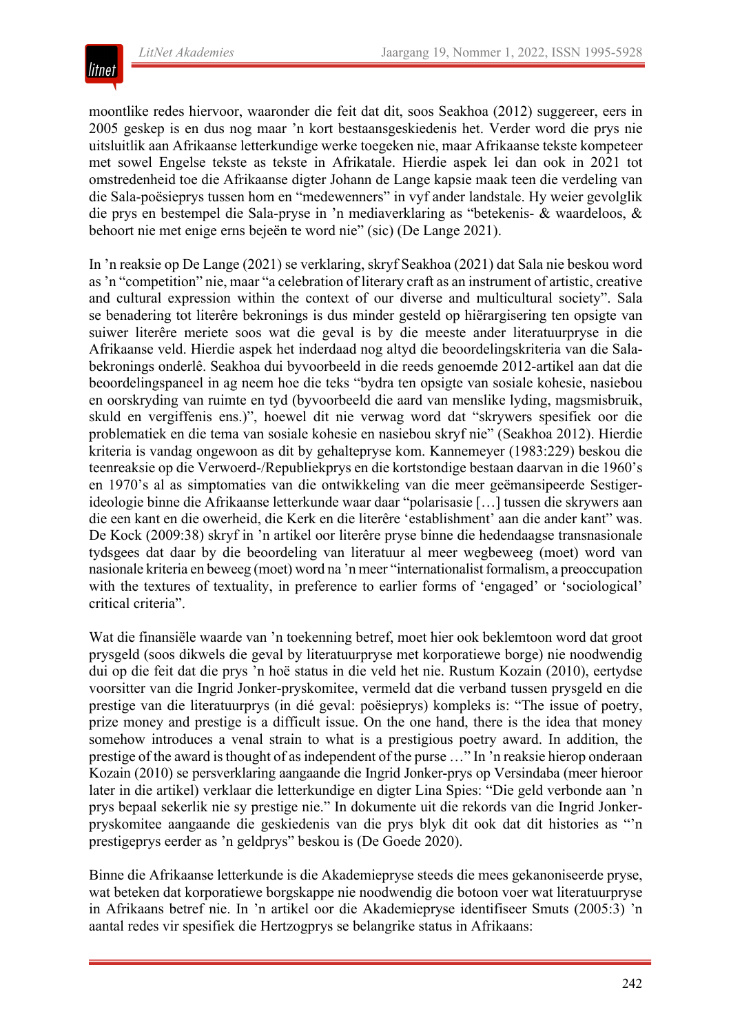moontlike redes hiervoor, waaronder die feit dat dit, soos Seakhoa (2012) suggereer, eers in 2005 geskep is en dus nog maar 'n kort bestaansgeskiedenis het. Verder word die prys nie uitsluitlik aan Afrikaanse letterkundige werke toegeken nie, maar Afrikaanse tekste kompeteer met sowel Engelse tekste as tekste in Afrikatale. Hierdie aspek lei dan ook in 2021 tot omstredenheid toe die Afrikaanse digter Johann de Lange kapsie maak teen die verdeling van die Sala-poësieprys tussen hom en "medewenners" in vyf ander landstale. Hy weier gevolglik die prys en bestempel die Sala-pryse in 'n mediaverklaring as "betekenis- & waardeloos, & behoort nie met enige erns bejeën te word nie" (sic) (De Lange 2021).

In 'n reaksie op De Lange (2021) se verklaring, skryf Seakhoa (2021) dat Sala nie beskou word as 'n "competition" nie, maar "a celebration of literary craft as an instrument of artistic, creative and cultural expression within the context of our diverse and multicultural society". Sala se benadering tot literêre bekronings is dus minder gesteld op hiërargisering ten opsigte van suiwer literêre meriete soos wat die geval is by die meeste ander literatuurpryse in die Afrikaanse veld. Hierdie aspek het inderdaad nog altyd die beoordelingskriteria van die Sala-bekronings onderlê. Seakhoa dui byvoorbeeld in die reeds genoemde 2012-artikel aan dat die beoordelingspaneel in ag neem hoe die teks "bydra ten opsigte van sosiale kohesie, nasiebou en oorskryding van ruimte en tyd (byvoorbeeld die aard van menslike lyding, magsmisbruik, skuld en vergiffenis ens.)", hoewel dit nie verwag word dat "skrywers spesifiek oor die problematiek en die tema van sosiale kohesie en nasiebou skryf nie" (Seakhoa 2012). Hierdie kriteria is vandag ongewoon as dit by gehaltepryse kom. Kannemeyer (1983:229) beskou die teenreaksie op die Verwoerd-/Republiekprys en die kortstondige bestaan daarvan in die 1960's en 1970's al as simptomaties van die ontwikkeling van die meer geëmansipeerde Sestiger-ideologie binne die Afrikaanse letterkunde waar daar "polarisasie [...] tussen die skrywers aan die een kant en die owerheid, die Kerk en die literêre 'establishment' aan die ander kant" was. De Kock (2009:38) skryf in 'n artikel oor literêre pryse binne die hedendaagse transnasionale tydsgees dat daar by die beoordeling van literatuur al meer wegbeweeg (moet) word van nasionale kriteria en beweeg (moet) word na 'n meer "internationalist formalism, a preoccupation with the textures of textuality, in preference to earlier forms of 'engaged' or 'sociological' critical criteria".

Wat die finansiële waarde van 'n toekenning betref, moet hier ook beklemtoon word dat groot prysgeld (soos dikwels die geval by literatuurpryse met korporatiewe borge) nie noodwendig dui op die feit dat die prys 'n hoë status in die veld het nie. Rustum Kozain (2010), eertydse voorsitter van die Ingrid Jonker-pryskomitee, vermeld dat die verband tussen prysgeld en die prestige van die literatuurprys (in dié geval: poësieprys) kompleks is: "The issue of poetry, prize money and prestige is a difficult issue. On the one hand, there is the idea that money somehow introduces a venal strain to what is a prestigious poetry award. In addition, the prestige of the award is thought of as independent of the purse …" In 'n reaksie hierop onderaan Kozain (2010) se persverklaring aangaande die Ingrid Jonker-prys op Versindaba (meer hieroor later in die artikel) verklaar die letterkundige en digter Lina Spies: "Die geld verbonde aan 'n prys bepaal sekerlik nie sy prestige nie." In dokumente uit die rekords van die Ingrid Jonker-pryskomitee aangaande die geskiedenis van die prys blyk dit ook dat dit histories as "'n prestigeprys eerder as 'n geldprys" beskou is (De Goede 2020).

Binne die Afrikaanse letterkunde is die Akademiepryse steeds die mees gekanoniseerde pryse, wat beteken dat korporatiewe borgskappe nie noodwendig die botoon voer wat literatuurpryse in Afrikaans betref nie. In 'n artikel oor die Akademiepryse identifiseer Smuts (2005:3) 'n aantal redes vir spesifiek die Hertzogprys se belangrike status in Afrikaans: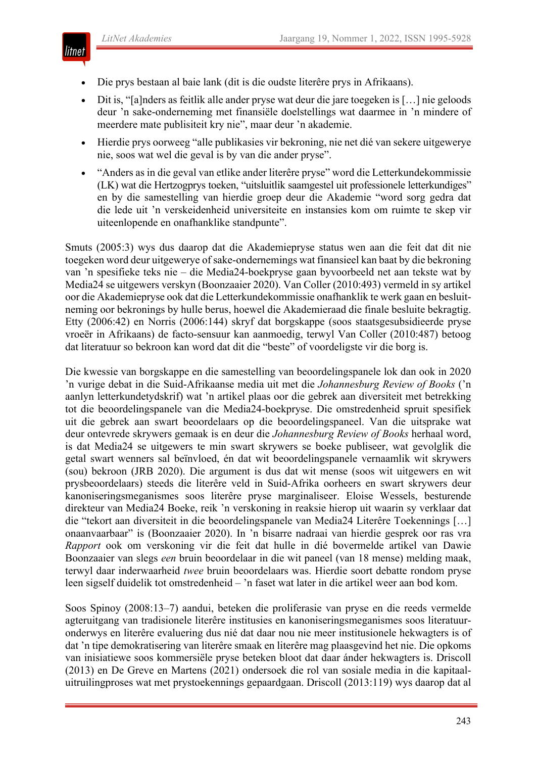- Die prys bestaan al baie lank (dit is die oudste literêre prys in Afrikaans).
- Dit is, "[a]nders as feitlik alle ander pryse wat deur die jare toegeken is […] nie geloods deur 'n sake-onderneming met finansiële doelstellings wat daarmee in 'n mindere of meerdere mate publisiteit kry nie", maar deur 'n akademie.
- Hierdie prys oorweeg "alle publikasies vir bekroning, nie net dié van sekere uitgewerye nie, soos wat wel die geval is by van die ander pryse".
- "Anders as in die geval van etlike ander literêre pryse" word die Letterkundekommissie (LK) wat die Hertzogprys toeken, "uitsluitlik saamgestel uit professionele letterkundiges" en by die samestelling van hierdie groep deur die Akademie "word sorg gedra dat die lede uit 'n verskeidenheid universiteite en instansies kom om ruimte te skep vir uiteenlopende en onafhanklike standpunte".

Smuts (2005:3) wys dus daarop dat die Akademiepryse status wen aan die feit dat dit nie toegeken word deur uitgewerye of sake-ondernemings wat finansieel kan baat by die bekroning van 'n spesifieke teks nie – die Media24-boekpryse gaan byvoorbeeld net aan tekste wat by Media24 se uitgewers verskyn (Boonzaaier 2020). Van Coller (2010:493) vermeld in sy artikel oor die Akademiepryse ook dat die Letterkundekommissie onafhanklik te werk gaan en besluitneming oor bekronings by hulle berus, hoewel die Akademieraad die finale besluite bekragtig. Etty (2006:42) en Norris (2006:144) skryf dat borgskappe (soos staatsgesubsidieerde pryse vroeër in Afrikaans) de facto-sensuur kan aanmoedig, terwyl Van Coller (2010:487) betoog dat literatuur so bekroon kan word dat dit die "beste" of voordeligste vir die borg is.

Die kwessie van borgskappe en die samestelling van beoordelingspanele lok dan ook in 2020 'n vurige debat in die Suid-Afrikaanse media uit met die *Johannesburg Review of Books* ('n aanlyn letterkundetydskrif) wat 'n artikel plaas oor die gebrek aan diversiteit met betrekking tot die beoordelingspanele van die Media24-boekpryse. Die omstredenheid spruit spesifiek uit die gebrek aan swart beoordelaars op die beoordelingspaneel. Van die uitsprake wat deur ontevrede skrywers gemaak is en deur die *Johannesburg Review of Books* herhaal word, is dat Media24 se uitgewers te min swart skrywers se boeke publiseer, wat gevolglik die getal swart wenners sal beïnvloed, én dat wit beoordelingspanele vernaamlik wit skrywers (sou) bekroon (JRB 2020). Die argument is dus dat wit mense (soos wit uitgewers en wit prysbeoordelaars) steeds die literêre veld in Suid-Afrika oorheers en swart skrywers deur kanoniseringsmeganismes soos literêre pryse marginaliseer. Eloise Wessels, besturende direkteur van Media24 Boeke, reik 'n verskoning in reaksie hierop uit waarin sy verklaar dat die "tekort aan diversiteit in die beoordelingspanele van Media24 Literêre Toekennings […] onaanvaarbaar" is (Boonzaaier 2020). In 'n bisarre nadraai van hierdie gesprek oor ras vra *Rapport* ook om verskoning vir die feit dat hulle in dié bovermelde artikel van Dawie Boonzaaier van slegs *een* bruin beoordelaar in die wit paneel (van 18 mense) melding maak, terwyl daar inderwaarheid *twee* bruin beoordelaars was. Hierdie soort debatte rondom pryse leen sigself duidelik tot omstredenheid – 'n faset wat later in die artikel weer aan bod kom.

Soos Spinoy (2008:13–7) aandui, beteken die proliferasie van pryse en die reeds vermelde agteruitgang van tradisionele literêre institusies en kanoniseringsmeganismes soos literatuuronderwys en literêre evaluering dus nié dat daar nou nie meer institusionele hekwagters is of dat 'n tipe demokratisering van literêre smaak en literêre mag plaasgevind het nie. Die opkoms van inisiatiewe soos kommersiële pryse beteken bloot dat daar ánder hekwagters is. Driscoll (2013) en De Greve en Martens (2021) ondersoek die rol van sosiale media in die kapitaaluitruilingproses wat met prystoekennings gepaardgaan. Driscoll (2013:119) wys daarop dat al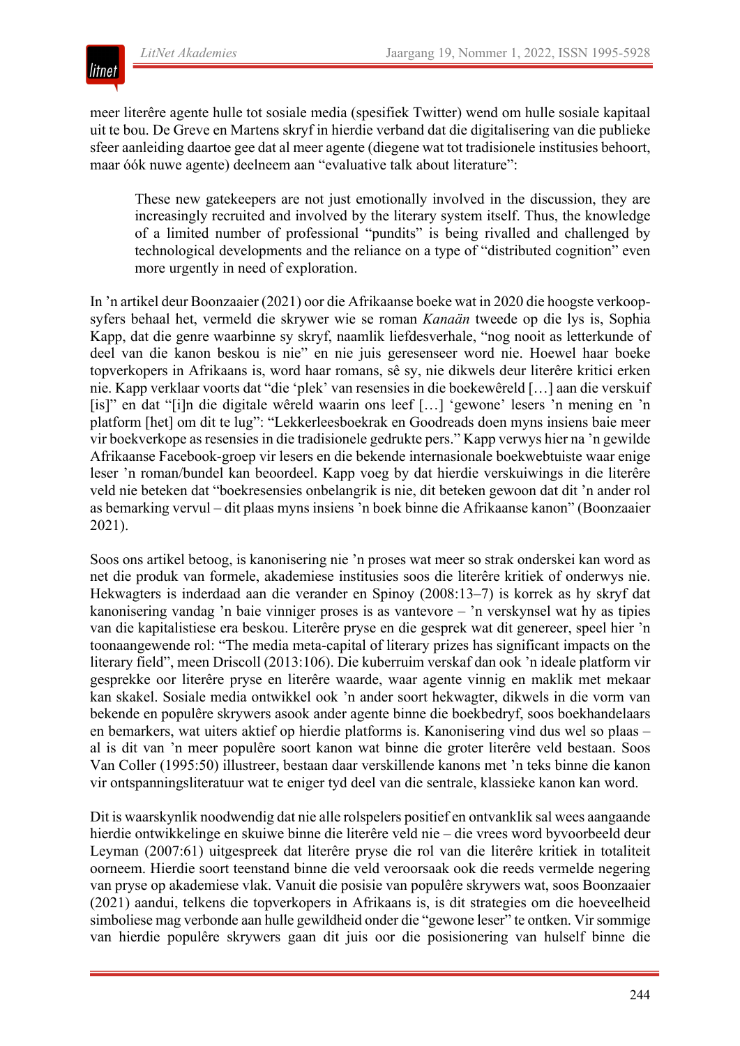meer literêre agente hulle tot sosiale media (spesifiek Twitter) wend om hulle sosiale kapitaal uit te bou. De Greve en Martens skryf in hierdie verband dat die digitalisering van die publieke sfeer aanleiding daartoe gee dat al meer agente (diegene wat tot tradisionele institusies behoort, maar óók nuwe agente) deelneem aan "evaluative talk about literature":

> These new gatekeepers are not just emotionally involved in the discussion, they are increasingly recruited and involved by the literary system itself. Thus, the knowledge of a limited number of professional "pundits" is being rivalled and challenged by technological developments and the reliance on a type of "distributed cognition" even more urgently in need of exploration.

In 'n artikel deur Boonzaaier (2021) oor die Afrikaanse boeke wat in 2020 die hoogste verkoopsyfers behaal het, vermeld die skrywer wie se roman *Kanaän* tweede op die lys is, Sophia Kapp, dat die genre waarbinne sy skryf, naamlik liefdesverhale, "nog nooit as letterkunde of deel van die kanon beskou is nie" en nie juis geresenseer word nie. Hoewel haar boeke topverkopers in Afrikaans is, word haar romans, sê sy, nie dikwels deur literêre kritici erken nie. Kapp verklaar voorts dat "die 'plek' van resensies in die boekewêreld […] aan die verskuif [is]" en dat "[i]n die digitale wêreld waarin ons leef […] 'gewone' lesers 'n mening en 'n platform [het] om dit te lug": "Lekkerleesboekrak en Goodreads doen myns insiens baie meer vir boekverkope as resensies in die tradisionele gedrukte pers." Kapp verwys hier na 'n gewilde Afrikaanse Facebook-groep vir lesers en die bekende internasionale boekwebtuiste waar enige leser 'n roman/bundel kan beoordeel. Kapp voeg by dat hierdie verskuiwings in die literêre veld nie beteken dat "boekresensies onbelangrik is nie, dit beteken gewoon dat dit 'n ander rol as bemarking vervul – dit plaas myns insiens 'n boek binne die Afrikaanse kanon" (Boonzaaier 2021).

Soos ons artikel betoog, is kanonisering nie 'n proses wat meer so strak onderskei kan word as net die produk van formele, akademiese institusies soos die literêre kritiek of onderwys nie. Hekwagters is inderdaad aan die verander en Spinoy (2008:13–7) is korrek as hy skryf dat kanonisering vandag 'n baie vinniger proses is as vantevore – 'n verskynsel wat hy as tipies van die kapitalistiese era beskou. Literêre pryse en die gesprek wat dit genereer, speel hier 'n toonaangewende rol: "The media meta-capital of literary prizes has significant impacts on the literary field", meen Driscoll (2013:106). Die kuberruim verskaf dan ook 'n ideale platform vir gesprekke oor literêre pryse en literêre waarde, waar agente vinnig en maklik met mekaar kan skakel. Sosiale media ontwikkel ook 'n ander soort hekwagter, dikwels in die vorm van bekende en populêre skrywers asook ander agente binne die boekbedryf, soos boekhandelaars en bemarkers, wat uiters aktief op hierdie platforms is. Kanonisering vind dus wel so plaas – al is dit van 'n meer populêre soort kanon wat binne die groter literêre veld bestaan. Soos Van Coller (1995:50) illustreer, bestaan daar verskillende kanons met 'n teks binne die kanon vir ontspanningsliteratuur wat te eniger tyd deel van die sentrale, klassieke kanon kan word.

Dit is waarskynlik noodwendig dat nie alle rolspelers positief en ontvanklik sal wees aangaande hierdie ontwikkelinge en skuiwe binne die literêre veld nie – die vrees word byvoorbeeld deur Leyman (2007:61) uitgespreek dat literêre pryse die rol van die literêre kritiek in totaliteit oorneem. Hierdie soort teenstand binne die veld veroorsaak ook die reeds vermelde negering van pryse op akademiese vlak. Vanuit die posisie van populêre skrywers wat, soos Boonzaaier (2021) aandui, telkens die topverkopers in Afrikaans is, is dit strategies om die hoeveelheid simboliese mag verbonde aan hulle gewildheid onder die "gewone leser" te ontken. Vir sommige van hierdie populêre skrywers gaan dit juis oor die posisionering van hulself binne die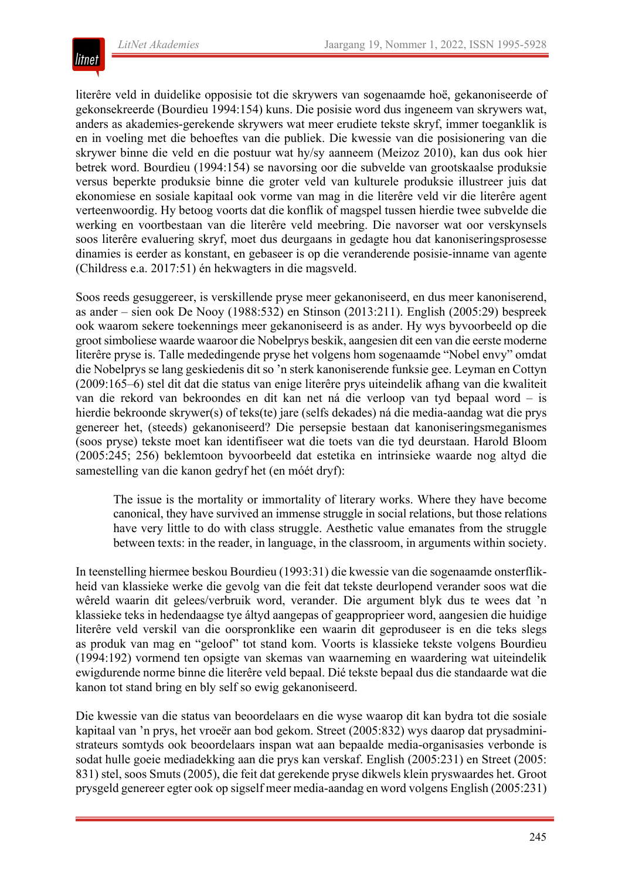literêre veld in duidelike opposisie tot die skrywers van sogenaamde hoë, gekanoniseerde of gekonsekreerde (Bourdieu 1994:154) kuns. Die posisie word dus ingeneem van skrywers wat, anders as akademies-gerekende skrywers wat meer erudiete tekste skryf, immer toeganklik is en in voeling met die behoeftes van die publiek. Die kwessie van die posisionering van die skrywer binne die veld en die postuur wat hy/sy aanneem (Meizoz 2010), kan dus ook hier betrek word. Bourdieu (1994:154) se navorsing oor die subvelde van grootskaalse produksie versus beperkte produksie binne die groter veld van kulturele produksie illustreer juis dat ekonomiese en sosiale kapitaal ook vorme van mag in die literêre veld vir die literêre agent verteenwoordig. Hy betoog voorts dat die konflik of magspel tussen hierdie twee subvelde die werking en voortbestaan van die literêre veld meebring. Die navorser wat oor verskynsels soos literêre evaluering skryf, moet dus deurgaans in gedagte hou dat kanoniseringsprosesse dinamies is eerder as konstant, en gebaseer is op die veranderende posisie-inname van agente (Childress e.a. 2017:51) én hekwagters in die magsveld.

Soos reeds gesuggereer, is verskillende pryse meer gekanoniseerd, en dus meer kanoniserend, as ander – sien ook De Nooy (1988:532) en Stinson (2013:211). English (2005:29) bespreek ook waarom sekere toekennings meer gekanoniseerd is as ander. Hy wys byvoorbeeld op die groot simboliese waarde waaroor die Nobelprys beskik, aangesien dit een van die eerste moderne literêre pryse is. Talle mededingende pryse het volgens hom sogenaamde "Nobel envy" omdat die Nobelprys se lang geskiedenis dit so 'n sterk kanoniserende funksie gee. Leyman en Cottyn (2009:165–6) stel dit dat die status van enige literêre prys uiteindelik afhang van die kwaliteit van die rekord van bekroondes en dit kan net ná die verloop van tyd bepaal word – is hierdie bekroonde skrywer(s) of teks(te) jare (selfs dekades) ná die media-aandag wat die prys genereer het, (steeds) gekanoniseerd? Die persepsie bestaan dat kanoniseringsmeganismes (soos pryse) tekste moet kan identifiseer wat die toets van die tyd deurstaan. Harold Bloom (2005:245; 256) beklemtoon byvoorbeeld dat estetika en intrinsieke waarde nog altyd die samestelling van die kanon gedryf het (en móét dryf):

> The issue is the mortality or immortality of literary works. Where they have become canonical, they have survived an immense struggle in social relations, but those relations have very little to do with class struggle. Aesthetic value emanates from the struggle between texts: in the reader, in language, in the classroom, in arguments within society.

In teenstelling hiermee beskou Bourdieu (1993:31) die kwessie van die sogenaamde onsterflikheid van klassieke werke die gevolg van die feit dat tekste deurlopend verander soos wat die wêreld waarin dit gelees/verbruik word, verander. Die argument blyk dus te wees dat 'n klassieke teks in hedendaagse tye áltyd aangepas of geappropieer word, aangesien die huidige literêre veld verskil van die oorspronklike een waarin dit geproduseer is en die teks slegs as produk van mag en "geloof" tot stand kom. Voorts is klassieke tekste volgens Bourdieu (1994:192) vormend ten opsigte van skemas van waarneming en waardering wat uiteindelik ewigdurende norme binne die literêre veld bepaal. Dié tekste bepaal dus die standaarde wat die kanon tot stand bring en bly self so ewig gekanoniseerd.

Die kwessie van die status van beoordelaars en die wyse waarop dit kan bydra tot die sosiale kapitaal van 'n prys, het vroeër aan bod gekom. Street (2005:832) wys daarop dat prysadministrateurs somtyds ook beoordelaars inspan wat aan bepaalde media-organisasies verbonde is sodat hulle goeie mediadekking aan die prys kan verskaf. English (2005:231) en Street (2005: 831) stel, soos Smuts (2005), die feit dat gerekende pryse dikwels klein pryswaardes het. Groot prysgeld genereer egter ook op sigself meer media-aandag en word volgens English (2005:231)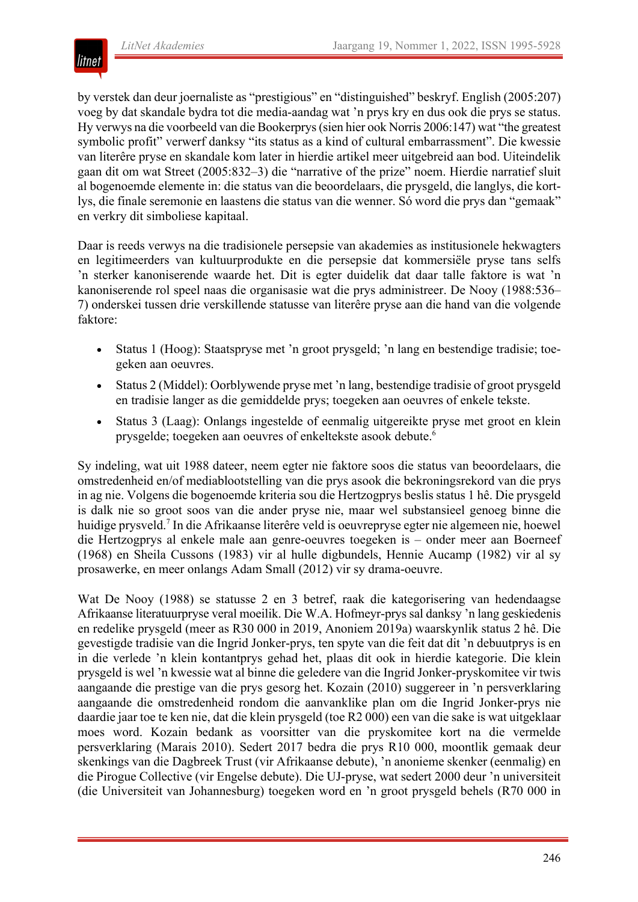by verstek dan deur joernaliste as "prestigious" en "distinguished" beskryf. English (2005:207) voeg by dat skandale bydra tot die media-aandag wat 'n prys kry en dus ook die prys se status. Hy verwys na die voorbeeld van die Bookerprys (sien hier ook Norris 2006:147) wat "the greatest symbolic profit" verwerf danksy "its status as a kind of cultural embarrassment". Die kwessie van literêre pryse en skandale kom later in hierdie artikel meer uitgebreid aan bod. Uiteindelik gaan dit om wat Street (2005:832–3) die "narrative of the prize" noem. Hierdie narratief sluit al bogenoemde elemente in: die status van die beoordelaars, die prysgeld, die langlys, die kortlys, die finale seremonie en laastens die status van die wenner. Só word die prys dan "gemaak" en verkry dit simboliese kapitaal.

Daar is reeds verwys na die tradisionele persepsie van akademies as institusionele hekwagters en legitimeerders van kultuurprodukte en die persepsie dat kommersiële pryse tans selfs 'n sterker kanoniserende waarde het. Dit is egter duidelik dat daar talle faktore is wat 'n kanoniserende rol speel naas die organisasie wat die prys administreer. De Nooy (1988:536–7) onderskei tussen drie verskillende statusse van literêre pryse aan die hand van die volgende faktore:

- Status 1 (Hoog): Staatspryse met 'n groot prysgeld; 'n lang en bestendige tradisie; toegeken aan oeuvres.
- Status 2 (Middel): Oorblywende pryse met 'n lang, bestendige tradisie of groot prysgeld en tradisie langer as die gemiddelde prys; toegeken aan oeuvres of enkele tekste.
- Status 3 (Laag): Onlangs ingestelde of eenmalig uitgereikte pryse met groot en klein prysgelde; toegeken aan oeuvres of enkeltekste asook debute.[6]

Sy indeling, wat uit 1988 dateer, neem egter nie faktore soos die status van beoordelaars, die omstredenheid en/of mediablootstelling van die prys asook die bekroningsrekord van die prys in ag nie. Volgens die bogenoemde kriteria sou die Hertzogprys beslis status 1 hê. Die prysgeld is dalk nie so groot soos van die ander pryse nie, maar wel substansieel genoeg binne die huidige prysveld.[7] In die Afrikaanse literêre veld is oeuvrepryse egter nie algemeen nie, hoewel die Hertzogprys al enkele male aan genre-oeuvres toegeken is – onder meer aan Boerneef (1968) en Sheila Cussons (1983) vir al hulle digbundels, Hennie Aucamp (1982) vir al sy prosawerke, en meer onlangs Adam Small (2012) vir sy drama-oeuvre.

Wat De Nooy (1988) se statusse 2 en 3 betref, raak die kategorisering van hedendaagse Afrikaanse literatuurpryse veral moeilik. Die W.A. Hofmeyr-prys sal danksy 'n lang geskiedenis en redelike prysgeld (meer as R30 000 in 2019, Anoniem 2019a) waarskynlik status 2 hê. Die gevestigde tradisie van die Ingrid Jonker-prys, ten spyte van die feit dat dit 'n debuutprys is en in die verlede 'n klein kontantprys gehad het, plaas dit ook in hierdie kategorie. Die klein prysgeld is wel 'n kwessie wat al binne die geledere van die Ingrid Jonker-pryskomitee vir twis aangaande die prestige van die prys gesorg het. Kozain (2010) suggereer in 'n persverklaring aangaande die omstredenheid rondom die aanvanklike plan om die Ingrid Jonker-prys nie daardie jaar toe te ken nie, dat die klein prysgeld (toe R2 000) een van die sake is wat uitgeklaar moes word. Kozain bedank as voorsitter van die pryskomitee kort na die vermelde persverklaring (Marais 2010). Sedert 2017 bedra die prys R10 000, moontlik gemaak deur skenkings van die Dagbreek Trust (vir Afrikaanse debute), 'n anonieme skenker (eenmalig) en die Pirogue Collective (vir Engelse debute). Die UJ-pryse, wat sedert 2000 deur 'n universiteit (die Universiteit van Johannesburg) toegeken word en 'n groot prysgeld behels (R70 000 in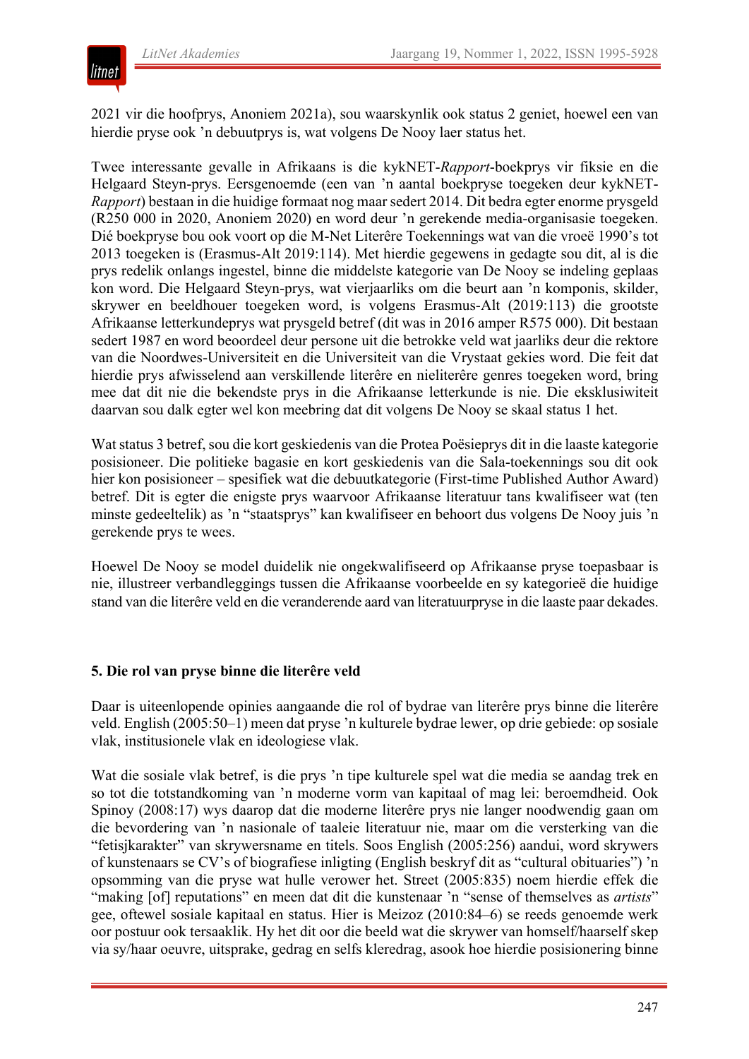2021 vir die hoofprys, Anoniem 2021a), sou waarskynlik ook status 2 geniet, hoewel een van hierdie pryse ook 'n debuutprys is, wat volgens De Nooy laer status het.

Twee interessante gevalle in Afrikaans is die kykNET-*Rapport*-boekprys vir fiksie en die Helgaard Steyn-prys. Eersgenoemde (een van 'n aantal boekpryse toegeken deur kykNET-*Rapport*) bestaan in die huidige formaat nog maar sedert 2014. Dit bedra egter enorme prysgeld (R250 000 in 2020, Anoniem 2020) en word deur 'n gerekende media-organisasie toegeken. Dié boekpryse bou ook voort op die M-Net Literêre Toekennings wat van die vroeë 1990's tot 2013 toegeken is (Erasmus-Alt 2019:114). Met hierdie gegewens in gedagte sou dit, al is die prys redelik onlangs ingestel, binne die middelste kategorie van De Nooy se indeling geplaas kon word. Die Helgaard Steyn-prys, wat vierjaarliks om die beurt aan 'n komponis, skilder, skrywer en beeldhouer toegeken word, is volgens Erasmus-Alt (2019:113) die grootste Afrikaanse letterkundeprys wat prysgeld betref (dit was in 2016 amper R575 000). Dit bestaan sedert 1987 en word beoordeel deur persone uit die betrokke veld wat jaarliks deur die rektore van die Noordwes-Universiteit en die Universiteit van die Vrystaat gekies word. Die feit dat hierdie prys afwisselend aan verskillende literêre en nieliterêre genres toegeken word, bring mee dat dit nie die bekendste prys in die Afrikaanse letterkunde is nie. Die eksklusiwiteit daarvan sou dalk egter wel kon meebring dat dit volgens De Nooy se skaal status 1 het.

Wat status 3 betref, sou die kort geskiedenis van die Protea Poësieprys dit in die laaste kategorie posisioneer. Die politieke bagasie en kort geskiedenis van die Sala-toekennings sou dit ook hier kon posisioneer – spesifiek wat die debuutkategorie (First-time Published Author Award) betref. Dit is egter die enigste prys waarvoor Afrikaanse literatuur tans kwalifiseer wat (ten minste gedeeltelik) as 'n "staatsprys" kan kwalifiseer en behoort dus volgens De Nooy juis 'n gerekende prys te wees.

Hoewel De Nooy se model duidelik nie ongekwalifiseerd op Afrikaanse pryse toepasbaar is nie, illustreer verbandleggings tussen die Afrikaanse voorbeelde en sy kategorieë die huidige stand van die literêre veld en die veranderende aard van literatuurpryse in die laaste paar dekades.

## 5. Die rol van pryse binne die literêre veld

Daar is uiteenlopende opinies aangaande die rol of bydrae van literêre prys binne die literêre veld. English (2005:50–1) meen dat pryse 'n kulturele bydrae lewer, op drie gebiede: op sosiale vlak, institusionele vlak en ideologiese vlak.

Wat die sosiale vlak betref, is die prys 'n tipe kulturele spel wat die media se aandag trek en so tot die totstandkoming van 'n moderne vorm van kapitaal of mag lei: beroemdheid. Ook Spinoy (2008:17) wys daarop dat die moderne literêre prys nie langer noodwendig gaan om die bevordering van 'n nasionale of taaleie literatuur nie, maar om die versterking van die "fetisjkarakter" van skrywersname en titels. Soos English (2005:256) aandui, word skrywers of kunstenaars se CV's of biografiese inligting (English beskryf dit as "cultural obituaries") 'n opsomming van die pryse wat hulle verower het. Street (2005:835) noem hierdie effek die "making [of] reputations" en meen dat dit die kunstenaar 'n "sense of themselves as *artists*" gee, oftewel sosiale kapitaal en status. Hier is Meizoz (2010:84–6) se reeds genoemde werk oor postuur ook tersaaklik. Hy het dit oor die beeld wat die skrywer van homself/haarself skep via sy/haar oeuvre, uitsprake, gedrag en selfs kleredrag, asook hoe hierdie posisionering binne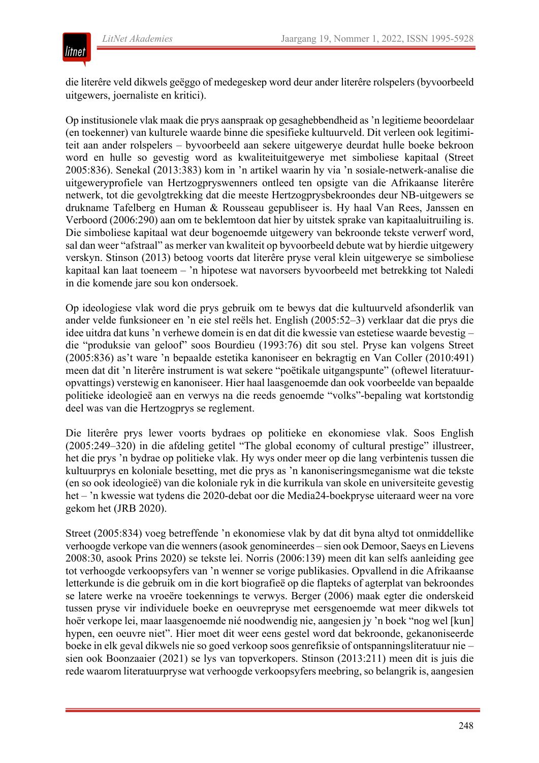die literêre veld dikwels geëggo of medegeskep word deur ander literêre rolspelers (byvoorbeeld uitgewers, joernaliste en kritici).

Op institusionele vlak maak die prys aanspraak op gesaghebbendheid as ’n legitieme beoordelaar (en toekenner) van kulturele waarde binne die spesifieke kultuurveld. Dit verleen ook legitimiteit aan ander rolspelers – byvoorbeeld aan sekere uitgewerye deurdat hulle boeke bekroon word en hulle so gevestig word as kwaliteituitgewerye met simboliese kapitaal (Street 2005:836). Senekal (2013:383) kom in ’n artikel waarin hy via ’n sosiale-netwerk-analise die uitgeweryprofiele van Hertzogpryswenners ontleed ten opsigte van die Afrikaanse literêre netwerk, tot die gevolgtrekking dat die meeste Hertzogprysbekroondes deur NB-uitgewers se drukname Tafelberg en Human & Rousseau gepubliseer is. Hy haal Van Rees, Janssen en Verboord (2006:290) aan om te beklemtoon dat hier by uitstek sprake van kapitaaluitruiling is. Die simboliese kapitaal wat deur bogenoemde uitgewery van bekroonde tekste verwerf word, sal dan weer “afstraal” as merker van kwaliteit op byvoorbeeld debute wat by hierdie uitgewery verskyn. Stinson (2013) betoog voorts dat literêre pryse veral klein uitgewerye se simboliese kapitaal kan laat toeneem – ’n hipotese wat navorsers byvoorbeeld met betrekking tot Naledi in die komende jare sou kon ondersoek.

Op ideologiese vlak word die prys gebruik om te bewys dat die kultuurveld afsonderlik van ander velde funksioneer en ’n eie stel reëls het. English (2005:52–3) verklaar dat die prys die idee uitdra dat kuns ’n verhewe domein is en dat dit die kwessie van estetiese waarde bevestig – die “produksie van geloof” soos Bourdieu (1993:76) dit sou stel. Pryse kan volgens Street (2005:836) as’t ware ’n bepaalde estetika kanoniseer en bekragtig en Van Coller (2010:491) meen dat dit ’n literêre instrument is wat sekere “poëtikale uitgangspunte” (oftewel literatuuropvattings) verstewig en kanoniseer. Hier haal laasgenoemde dan ook voorbeelde van bepaalde politieke ideologieë aan en verwys na die reeds genoemde “volks”-bepaling wat kortstondig deel was van die Hertzogprys se reglement.

Die literêre prys lewer voorts bydraes op politieke en ekonomiese vlak. Soos English (2005:249–320) in die afdeling getitel “The global economy of cultural prestige” illustreer, het die prys ’n bydrae op politieke vlak. Hy wys onder meer op die lang verbintenis tussen die kultuurprys en koloniale besetting, met die prys as ’n kanoniseringsmeganisme wat die tekste (en so ook ideologieë) van die koloniale ryk in die kurrikula van skole en universiteite gevestig het – ’n kwessie wat tydens die 2020-debat oor die Media24-boekpryse uiteraard weer na vore gekom het (JRB 2020).

Street (2005:834) voeg betreffende ’n ekonomiese vlak by dat dit byna altyd tot onmiddellike verhoogde verkope van die wenners (asook genomineerdes – sien ook Demoor, Saeys en Lievens 2008:30, asook Prins 2020) se tekste lei. Norris (2006:139) meen dit kan selfs aanleiding gee tot verhoogde verkoopsyfers van ’n wenner se vorige publikasies. Opvallend in die Afrikaanse letterkunde is die gebruik om in die kort biografieë op die flapteks of agterplat van bekroondes se latere werke na vroeëre toekennings te verwys. Berger (2006) maak egter die onderskeid tussen pryse vir individuele boeke en oeuvrepryse met eersgenoemde wat meer dikwels tot hoër verkope lei, maar laasgenoemde nié noodwendig nie, aangesien jy ’n boek “nog wel [kun] hypen, een oeuvre niet”. Hier moet dit weer eens gestel word dat bekroonde, gekanoniseerde boeke in elk geval dikwels nie so goed verkoop soos genrefiksie of ontspanningsliteratuur nie – sien ook Boonzaaier (2021) se lys van topverkopers. Stinson (2013:211) meen dit is juis die rede waarom literatuurpryse wat verhoogde verkoopsyfers meebring, so belangrik is, aangesien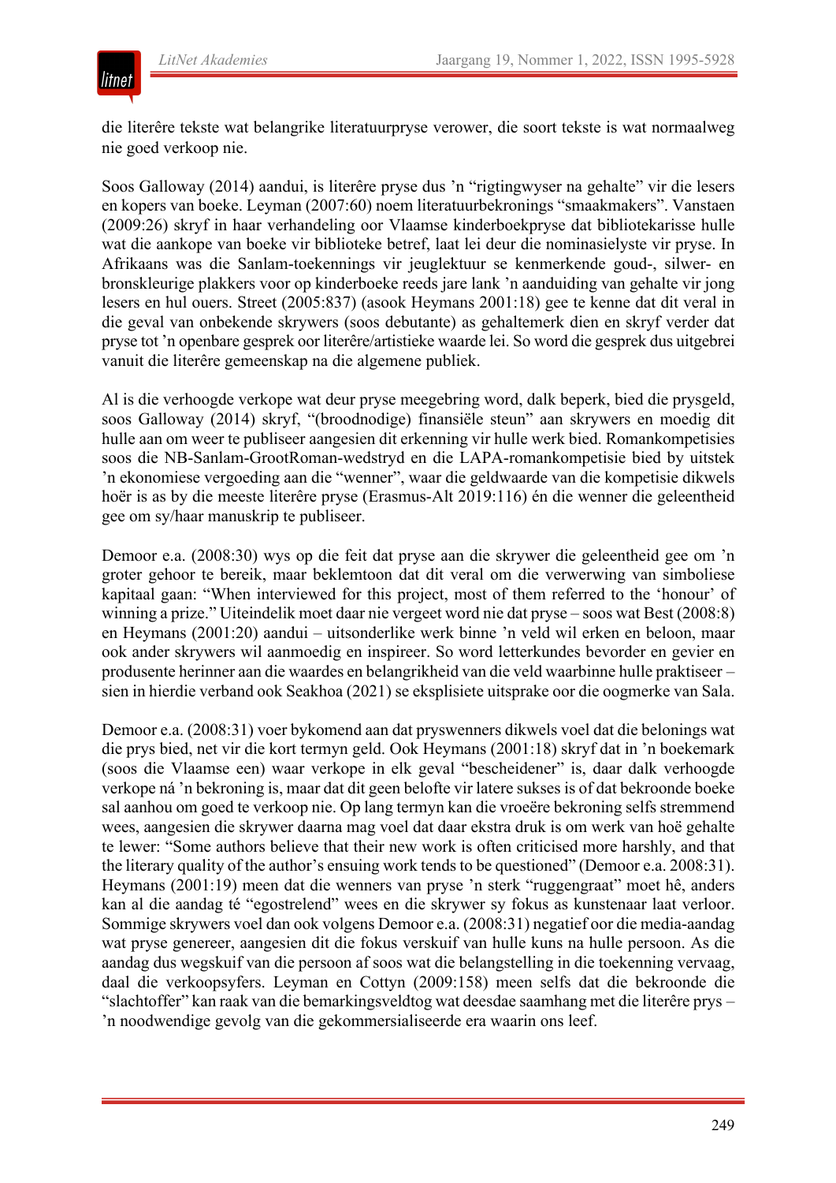die literêre tekste wat belangrike literatuurpryse verower, die soort tekste is wat normaalweg nie goed verkoop nie.

Soos Galloway (2014) aandui, is literêre pryse dus ’n “rigtingwyser na gehalte” vir die lesers en kopers van boeke. Leyman (2007:60) noem literatuurbekronings “smaakmakers”. Vanstaen (2009:26) skryf in haar verhandeling oor Vlaamse kinderboekpryse dat bibliotekarisse hulle wat die aankope van boeke vir biblioteke betref, laat lei deur die nominasielyste vir pryse. In Afrikaans was die Sanlam-toekennings vir jeuglektuur se kenmerkende goud-, silwer- en bronskleurige plakkers voor op kinderboeke reeds jare lank ’n aanduiding van gehalte vir jong lesers en hul ouers. Street (2005:837) (asook Heymans 2001:18) gee te kenne dat dit veral in die geval van onbekende skrywers (soos debutante) as gehaltemerk dien en skryf verder dat pryse tot ’n openbare gesprek oor literêre/artistieke waarde lei. So word die gesprek dus uitgebrei vanuit die literêre gemeenskap na die algemene publiek.

Al is die verhoogde verkope wat deur pryse meegebring word, dalk beperk, bied die prysgeld, soos Galloway (2014) skryf, “(broodnodige) finansiële steun” aan skrywers en moedig dit hulle aan om weer te publiseer aangesien dit erkenning vir hulle werk bied. Romankompetisies soos die NB-Sanlam-GrootRoman-wedstryd en die LAPA-romankompetisie bied by uitstek ’n ekonomiese vergoeding aan die “wenner”, waar die geldwaarde van die kompetisie dikwels hoër is as by die meeste literêre pryse (Erasmus-Alt 2019:116) én die wenner die geleentheid gee om sy/haar manuskrip te publiseer.

Demoor e.a. (2008:30) wys op die feit dat pryse aan die skrywer die geleentheid gee om ’n groter gehoor te bereik, maar beklemtoon dat dit veral om die verwerwing van simboliese kapitaal gaan: “When interviewed for this project, most of them referred to the ‘honour’ of winning a prize.” Uiteindelik moet daar nie vergeet word nie dat pryse – soos wat Best (2008:8) en Heymans (2001:20) aandui – uitsonderlike werk binne ’n veld wil erken en beloon, maar ook ander skrywers wil aanmoedig en inspireer. So word letterkundes bevorder en gevier en produsente herinner aan die waardes en belangrikheid van die veld waarbinne hulle praktiseer – sien in hierdie verband ook Seakhoa (2021) se eksplisiete uitsprake oor die oogmerke van Sala.

Demoor e.a. (2008:31) voer bykomend aan dat pryswenners dikwels voel dat die belonings wat die prys bied, net vir die kort termyn geld. Ook Heymans (2001:18) skryf dat in ’n boekemark (soos die Vlaamse een) waar verkope in elk geval “bescheidener” is, daar dalk verhoogde verkope ná ’n bekroning is, maar dat dit geen belofte vir latere sukses is of dat bekroonde boeke sal aanhou om goed te verkoop nie. Op lang termyn kan die vroeëre bekroning selfs stremmend wees, aangesien die skrywer daarna mag voel dat daar ekstra druk is om werk van hoë gehalte te lewer: “Some authors believe that their new work is often criticised more harshly, and that the literary quality of the author’s ensuing work tends to be questioned” (Demoor e.a. 2008:31). Heymans (2001:19) meen dat die wenners van pryse ’n sterk “ruggengraat” moet hê, anders kan al die aandag té “egostrelend” wees en die skrywer sy fokus as kunstenaar laat verloor. Sommige skrywers voel dan ook volgens Demoor e.a. (2008:31) negatief oor die media-aandag wat pryse genereer, aangesien dit die fokus verskuif van hulle kuns na hulle persoon. As die aandag dus wegskuif van die persoon af soos wat die belangstelling in die toekenning vervaag, daal die verkoopsyfers. Leyman en Cottyn (2009:158) meen selfs dat die bekroonde die “slachtoffer” kan raak van die bemarkingsveldtog wat deesdae saamhang met die literêre prys – ’n noodwendige gevolg van die gekommersialiseerde era waarin ons leef.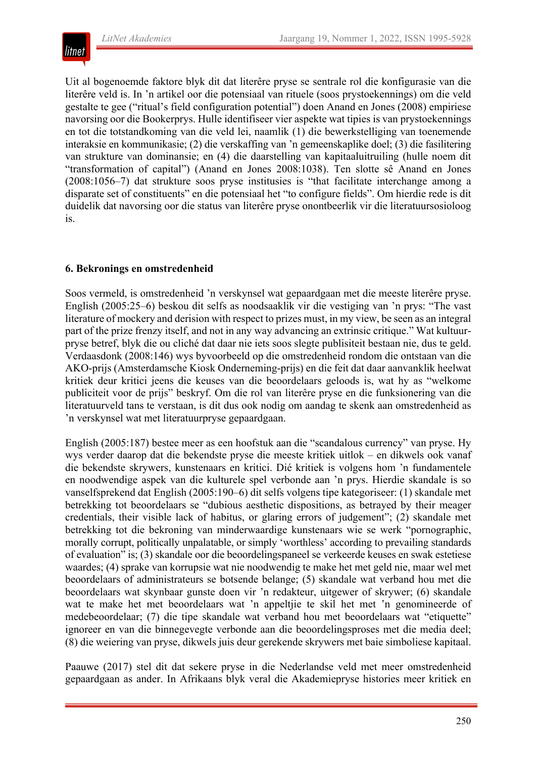Uit al bogenoemde faktore blyk dit dat literêre pryse se sentrale rol die konfigurasie van die literêre veld is. In ’n artikel oor die potensiaal van rituele (soos prystoekennings) om die veld gestalte te gee (“ritual’s field configuration potential”) doen Anand en Jones (2008) empiriese navorsing oor die Bookerprys. Hulle identifiseer vier aspekte wat tipies is van prystoekennings en tot die totstandkoming van die veld lei, naamlik (1) die bewerkstelliging van toenemende interaksie en kommunikasie; (2) die verskaffing van ’n gemeenskaplike doel; (3) die fasilitering van strukture van dominansie; en (4) die daarstelling van kapitaaluitruiling (hulle noem dit “transformation of capital”) (Anand en Jones 2008:1038). Ten slotte sê Anand en Jones (2008:1056–7) dat strukture soos pryse institusies is “that facilitate interchange among a disparate set of constituents” en die potensiaal het “to configure fields”. Om hierdie rede is dit duidelik dat navorsing oor die status van literêre pryse onontbeerlik vir die literatuursosioloog is.

## 6. Bekronings en omstredenheid

Soos vermeld, is omstredenheid ’n verskynsel wat gepaardgaan met die meeste literêre pryse. English (2005:25–6) beskou dit selfs as noodsaaklik vir die vestiging van ’n prys: “The vast literature of mockery and derision with respect to prizes must, in my view, be seen as an integral part of the prize frenzy itself, and not in any way advancing an extrinsic critique.” Wat kultuurpryse betref, blyk die ou cliché dat daar nie iets soos slegte publisiteit bestaan nie, dus te geld. Verdaasdonk (2008:146) wys byvoorbeeld op die omstredenheid rondom die ontstaan van die AKO-prijs (Amsterdamsche Kiosk Onderneming-prijs) en die feit dat daar aanvanklik heelwat kritiek deur kritici jeens die keuses van die beoordelaars geloods is, wat hy as “welkome publiciteit voor de prijs” beskryf. Om die rol van literêre pryse en die funksionering van die literatuurveld tans te verstaan, is dit dus ook nodig om aandag te skenk aan omstredenheid as ’n verskynsel wat met literatuurpryse gepaardgaan.

English (2005:187) bestee meer as een hoofstuk aan die “scandalous currency” van pryse. Hy wys verder daarop dat die bekendste pryse die meeste kritiek uitlok – en dikwels ook vanaf die bekendste skrywers, kunstenaars en kritici. Dié kritiek is volgens hom ’n fundamentele en noodwendige aspek van die kulturele spel verbonde aan ’n prys. Hierdie skandale is so vanselfsprekend dat English (2005:190–6) dit selfs volgens tipe kategoriseer: (1) skandale met betrekking tot beoordelaars se “dubious aesthetic dispositions, as betrayed by their meager credentials, their visible lack of habitus, or glaring errors of judgement”; (2) skandale met betrekking tot die bekroning van minderwaardige kunstenaars wie se werk “pornographic, morally corrupt, politically unpalatable, or simply ‘worthless’ according to prevailing standards of evaluation” is; (3) skandale oor die beoordelingspaneel se verkeerde keuses en swak estetiese waardes; (4) sprake van korrupsie wat nie noodwendig te make het met geld nie, maar wel met beoordelaars of administrateurs se botsende belange; (5) skandale wat verband hou met die beoordelaars wat skynbaar gunste doen vir ’n redakteur, uitgewer of skrywer; (6) skandale wat te make het met beoordelaars wat ’n appeltjie te skil het met ’n genomineerde of medebeoordelaar; (7) die tipe skandale wat verband hou met beoordelaars wat “etiquette” ignoreer en van die binnegevegte verbonde aan die beoordelingsproses met die media deel; (8) die weiering van pryse, dikwels juis deur gerekende skrywers met baie simboliese kapitaal.

Paauwe (2017) stel dit dat sekere pryse in die Nederlandse veld met meer omstredenheid gepaardgaan as ander. In Afrikaans blyk veral die Akademiepryse histories meer kritiek en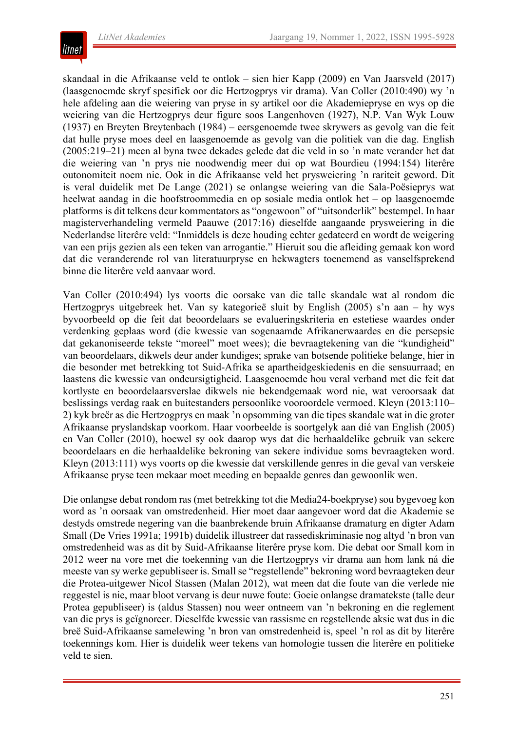skandaal in die Afrikaanse veld te ontlok – sien hier Kapp (2009) en Van Jaarsveld (2017) (laasgenoemde skryf spesifiek oor die Hertzogprys vir drama). Van Coller (2010:490) wy 'n hele afdeling aan die weiering van pryse in sy artikel oor die Akademiepryse en wys op die weiering van die Hertzogprys deur figure soos Langenhoven (1927), N.P. Van Wyk Louw (1937) en Breyten Breytenbach (1984) – eersgenoemde twee skrywers as gevolg van die feit dat hulle pryse moes deel en laasgenoemde as gevolg van die politiek van die dag. English (2005:219–21) meen al byna twee dekades gelede dat die veld in so 'n mate verander het dat die weiering van 'n prys nie noodwendig meer dui op wat Bourdieu (1994:154) literêre outonomiteit noem nie. Ook in die Afrikaanse veld het prysweiering 'n rariteit geword. Dit is veral duidelik met De Lange (2021) se onlangse weiering van die Sala-Poësieprys wat heelwat aandag in die hoofstroommedia en op sosiale media ontlok het – op laasgenoemde platforms is dit telkens deur kommentators as "ongewoon" of "uitsonderlik" bestempel. In haar magisterverhandeling vermeld Paauwe (2017:16) dieselfde aangaande prysweiering in die Nederlandse literêre veld: "Inmiddels is deze houding echter gedateerd en wordt de weigering van een prijs gezien als een teken van arrogantie." Hieruit sou die afleiding gemaak kon word dat die veranderende rol van literatuurpryse en hekwagters toenemend as vanselfsprekend binne die literêre veld aanvaar word.

Van Coller (2010:494) lys voorts die oorsake van die talle skandale wat al rondom die Hertzogprys uitgebreek het. Van sy kategorieë sluit by English (2005) s'n aan – hy wys byvoorbeeld op die feit dat beoordelaars se evalueringskriteria en estetiese waardes onder verdenking geplaas word (die kwessie van sogenaamde Afrikanerwaardes en die persepsie dat gekanoniseerde tekste "moreel" moet wees); die bevraagtekening van die "kundigheid" van beoordelaars, dikwels deur ander kundiges; sprake van botsende politieke belange, hier in die besonder met betrekking tot Suid-Afrika se apartheidgeskiedenis en die sensuurraad; en laastens die kwessie van ondeursigtigheid. Laasgenoemde hou veral verband met die feit dat kortlyste en beoordelaarsverslae dikwels nie bekendgemaak word nie, wat veroorsaak dat beslissings verdag raak en buitestanders persoonlike vooroordele vermoed. Kleyn (2013:110–2) kyk breër as die Hertzogprys en maak 'n opsomming van die tipes skandale wat in die groter Afrikaanse pryslandskap voorkom. Haar voorbeelde is soortgelyk aan dié van English (2005) en Van Coller (2010), hoewel sy ook daarop wys dat die herhaaldelike gebruik van sekere beoordelaars en die herhaaldelike bekroning van sekere individue soms bevraagteken word. Kleyn (2013:111) wys voorts op die kwessie dat verskillende genres in die geval van verskeie Afrikaanse pryse teen mekaar moet meeding en bepaalde genres dan gewoonlik wen.

Die onlangse debat rondom ras (met betrekking tot die Media24-boekpryse) sou bygevoeg kon word as 'n oorsaak van omstredenheid. Hier moet daar aangevoer word dat die Akademie se destyds omstrede negering van die baanbrekende bruin Afrikaanse dramaturg en digter Adam Small (De Vries 1991a; 1991b) duidelik illustreer dat rassediskriminasie nog altyd 'n bron van omstredenheid was as dit by Suid-Afrikaanse literêre pryse kom. Die debat oor Small kom in 2012 weer na vore met die toekenning van die Hertzogprys vir drama aan hom lank ná die meeste van sy werke gepubliseer is. Small se "regstellende" bekroning word bevraagteken deur die Protea-uitgewer Nicol Stassen (Malan 2012), wat meen dat die foute van die verlede nie reggestel is nie, maar bloot vervang is deur nuwe foute: Goeie onlangse dramatekste (talle deur Protea gepubliseer) is (aldus Stassen) nou weer ontneem van 'n bekroning en die reglement van die prys is geïgnoreer. Dieselfde kwessie van rassisme en regstellende aksie wat dus in die breë Suid-Afrikaanse samelewing 'n bron van omstredenheid is, speel 'n rol as dit by literêre toekennings kom. Hier is duidelik weer tekens van homologie tussen die literêre en politieke veld te sien.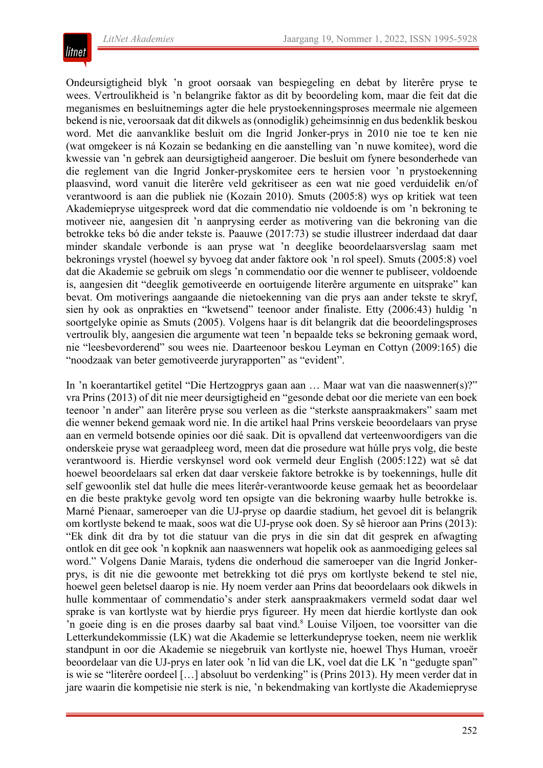Ondeursigtigheid blyk ’n groot oorsaak van bespiegeling en debat by literêre pryse te wees. Vertroulikheid is ’n belangrike faktor as dit by beoordeling kom, maar die feit dat die meganismes en besluitnemings agter die hele prystoekenningsproses meermale nie algemeen bekend is nie, veroorsaak dat dit dikwels as (onnodiglik) geheimsinnig en dus bedenklik beskou word. Met die aanvanklike besluit om die Ingrid Jonker-prys in 2010 nie toe te ken nie (wat omgekeer is ná Kozain se bedanking en die aanstelling van ’n nuwe komitee), word die kwessie van ’n gebrek aan deursigtigheid aangeroer. Die besluit om fynere besonderhede van die reglement van die Ingrid Jonker-pryskomitee eers te hersien voor ’n prystoekenning plaasvind, word vanuit die literêre veld gekritiseer as een wat nie goed verduidelik en/of verantwoord is aan die publiek nie (Kozain 2010). Smuts (2005:8) wys op kritiek wat teen Akademiepryse uitgespreek word dat die commendatio nie voldoende is om ’n bekroning te motiveer nie, aangesien dit ’n aanprysing eerder as motivering van die bekroning van die betrokke teks bó die ander tekste is. Paauwe (2017:73) se studie illustreer inderdaad dat daar minder skandale verbonde is aan pryse wat ’n deeglike beoordelaarsverslag saam met bekronings vrystel (hoewel sy byvoeg dat ander faktore ook ’n rol speel). Smuts (2005:8) voel dat die Akademie se gebruik om slegs ’n commendatio oor die wenner te publiseer, voldoende is, aangesien dit “deeglik gemotiveerde en oortuigende literêre argumente en uitsprake” kan bevat. Om motiverings aangaande die nietoekenning van die prys aan ander tekste te skryf, sien hy ook as onprakties en “kwetsend” teenoor ander finaliste. Etty (2006:43) huldig ’n soortgelyke opinie as Smuts (2005). Volgens haar is dit belangrik dat die beoordelingsproses vertroulik bly, aangesien die argumente wat teen ’n bepaalde teks se bekroning gemaak word, nie “leesbevorderend” sou wees nie. Daarteenoor beskou Leyman en Cottyn (2009:165) die “noodzaak van beter gemotiveerde juryrapporten” as “evident”.

In ’n koerantartikel getitel “Die Hertzogprys gaan aan … Maar wat van die naaswenner(s)?” vra Prins (2013) of dit nie meer deursigtigheid en “gesonde debat oor die meriete van een boek teenoor ’n ander” aan literêre pryse sou verleen as die “sterkste aanspraakmakers” saam met die wenner bekend gemaak word nie. In die artikel haal Prins verskeie beoordelaars van pryse aan en vermeld botsende opinies oor dié saak. Dit is opvallend dat verteenwoordigers van die onderskeie pryse wat geraadpleeg word, meen dat die prosedure wat húlle prys volg, die beste verantwoord is. Hierdie verskynsel word ook vermeld deur English (2005:122) wat sê dat hoewel beoordelaars sal erken dat daar verskeie faktore betrokke is by toekennings, hulle dit self gewoonlik stel dat hulle die mees literêr-verantwoorde keuse gemaak het as beoordelaar en die beste praktyke gevolg word ten opsigte van die bekroning waarby hulle betrokke is. Marné Pienaar, sameroeper van die UJ-pryse op daardie stadium, het gevoel dit is belangrik om kortlyste bekend te maak, soos wat die UJ-pryse ook doen. Sy sê hieroor aan Prins (2013): “Ek dink dit dra by tot die statuur van die prys in die sin dat dit gesprek en afweging ontlok en dit gee ook ’n kopknik aan naaswenners wat hopelik ook as aanmoediging gelees sal word.” Volgens Danie Marais, tydens die onderhoud die sameroeper van die Ingrid Jonker-prys, is dit nie die gewoonte met betrekking tot dié prys om kortlyste bekend te stel nie, hoewel geen beletsel daarop is nie. Hy noem verder aan Prins dat beoordelaars ook dikwels in hulle kommentaar of commendatio’s ander sterk aanspraakmakers vermeld sodat daar wel sprake is van kortlyste wat by hierdie prys figureer. Hy meen dat hierdie kortlyste dan ook ’n goeie ding is en die proses daarby sal baat vind.[8] Louise Viljoen, toe voorsitter van die Letterkundekommissie (LK) wat die Akademie se letterkundepryse toeken, neem nie werklik standpunt in oor die Akademie se niegebruik van kortlyste nie, hoewel Thys Human, vroeër beoordelaar van die UJ-prys en later ook ’n lid van die LK, voel dat die LK ’n “gedugte span” is wie se “literêre oordeel […] absoluut bo verdenking” is (Prins 2013). Hy meen verder dat in jare waarin die kompetisie nie sterk is nie, ’n bekendmaking van kortlyste die Akademiepryse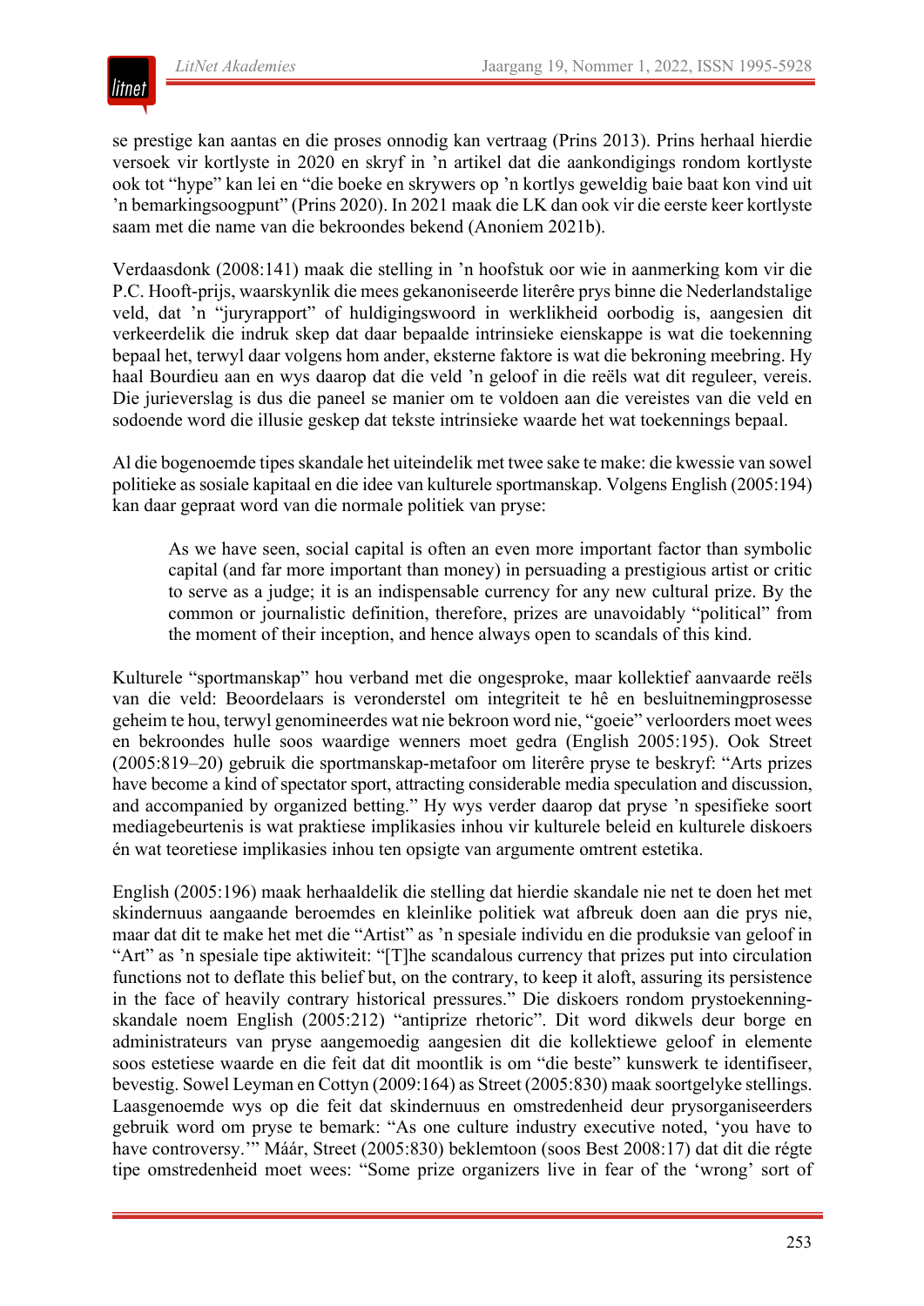se prestige kan aantas en die proses onnodig kan vertraag (Prins 2013). Prins herhaal hierdie versoek vir kortlyste in 2020 en skryf in ’n artikel dat die aankondigings rondom kortlyste ook tot “hype” kan lei en “die boeke en skrywers op ’n kortlys geweldig baie baat kon vind uit ’n bemarkingsoogpunt” (Prins 2020). In 2021 maak die LK dan ook vir die eerste keer kortlyste saam met die name van die bekroondes bekend (Anoniem 2021b).

Verdaasdonk (2008:141) maak die stelling in ’n hoofstuk oor wie in aanmerking kom vir die P.C. Hooft-prijs, waarskynlik die mees gekanoniseerde literêre prys binne die Nederlandstalige veld, dat ’n “juryrapport” of huldigingswoord in werklikheid oorbodig is, aangesien dit verkeerdelik die indruk skep dat daar bepaalde intrinsieke eienskappe is wat die toekenning bepaal het, terwyl daar volgens hom ander, eksterne faktore is wat die bekroning meebring. Hy haal Bourdieu aan en wys daarop dat die veld ’n geloof in die reëls wat dit reguleer, vereis. Die jurieverslag is dus die paneel se manier om te voldoen aan die vereistes van die veld en sodoende word die illusie geskep dat tekste intrinsieke waarde het wat toekennings bepaal.

Al die bogenoemde tipes skandale het uiteindelik met twee sake te make: die kwessie van sowel politieke as sosiale kapitaal en die idee van kulturele sportmanskap. Volgens English (2005:194) kan daar gepraat word van die normale politiek van pryse:

> As we have seen, social capital is often an even more important factor than symbolic capital (and far more important than money) in persuading a prestigious artist or critic to serve as a judge; it is an indispensable currency for any new cultural prize. By the common or journalistic definition, therefore, prizes are unavoidably “political” from the moment of their inception, and hence always open to scandals of this kind.

Kulturele “sportmanskap” hou verband met die ongesproke, maar kollektief aanvaarde reëls van die veld: Beoordelaars is veronderstel om integriteit te hê en besluitnemingprosesse geheim te hou, terwyl genomineerdes wat nie bekroon word nie, “goeie” verloorders moet wees en bekroondes hulle soos waardige wenners moet gedra (English 2005:195). Ook Street (2005:819–20) gebruik die sportmanskap-metafoor om literêre pryse te beskryf: “Arts prizes have become a kind of spectator sport, attracting considerable media speculation and discussion, and accompanied by organized betting.” Hy wys verder daarop dat pryse ’n spesifieke soort mediagebeurtenis is wat praktiese implikasies inhou vir kulturele beleid en kulturele diskoers én wat teoretiese implikasies inhou ten opsigte van argumente omtrent estetika.

English (2005:196) maak herhaaldelik die stelling dat hierdie skandale nie net te doen het met skindernuus aangaande beroemdes en kleinlike politiek wat afbreuk doen aan die prys nie, maar dat dit te make het met die “Artist” as ’n spesiale individu en die produksie van geloof in “Art” as ’n spesiale tipe aktiwiteit: “[T]he scandalous currency that prizes put into circulation functions not to deflate this belief but, on the contrary, to keep it aloft, assuring its persistence in the face of heavily contrary historical pressures.” Die diskoers rondom prystoekenning-skandale noem English (2005:212) “antiprize rhetoric”. Dit word dikwels deur borge en administrateurs van pryse aangemoedig aangesien dit die kollektiewe geloof in elemente soos estetiese waarde en die feit dat dit moontlik is om “die beste” kunswerk te identifiseer, bevestig. Sowel Leyman en Cottyn (2009:164) as Street (2005:830) maak soortgelyke stellings. Laasgenoemde wys op die feit dat skindernuus en omstredenheid deur prysorganiseerders gebruik word om pryse te bemark: “As one culture industry executive noted, ‘you have to have controversy.’” Máár, Street (2005:830) beklemtoon (soos Best 2008:17) dat dit die régte tipe omstredenheid moet wees: “Some prize organizers live in fear of the ‘wrong’ sort of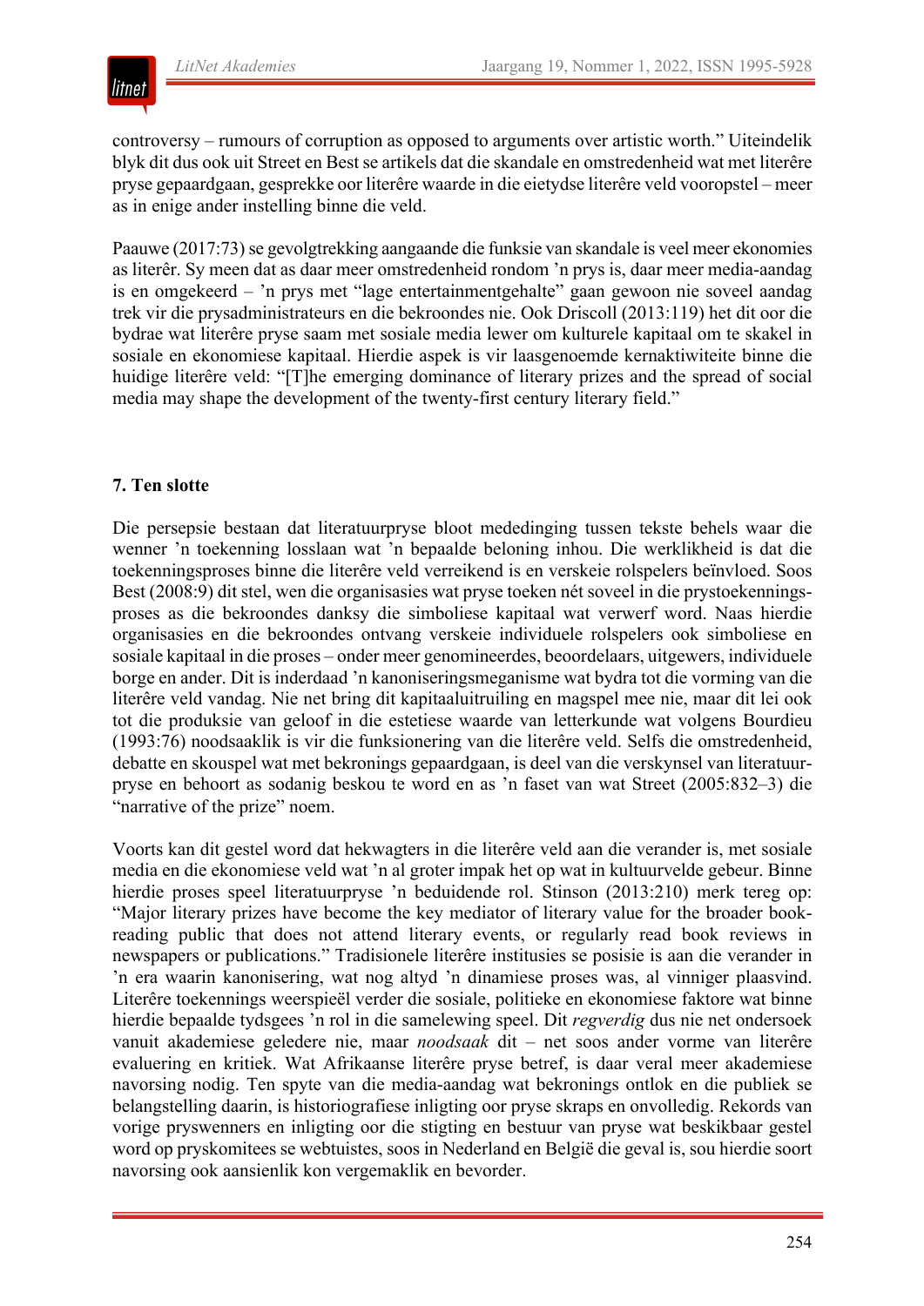controversy – rumours of corruption as opposed to arguments over artistic worth." Uiteindelik blyk dit dus ook uit Street en Best se artikels dat die skandale en omstredenheid wat met literêre pryse gepaardgaan, gesprekke oor literêre waarde in die eietydse literêre veld vooropstel – meer as in enige ander instelling binne die veld.

Paauwe (2017:73) se gevolgtrekking aangaande die funksie van skandale is veel meer ekonomies as literêr. Sy meen dat as daar meer omstredenheid rondom 'n prys is, daar meer media-aandag is en omgekeerd – 'n prys met "lage entertainmentgehalte" gaan gewoon nie soveel aandag trek vir die prysadministrateurs en die bekroondes nie. Ook Driscoll (2013:119) het dit oor die bydrae wat literêre pryse saam met sosiale media lewer om kulturele kapitaal om te skakel in sosiale en ekonomiese kapitaal. Hierdie aspek is vir laasgenoemde kernaktiwiteite binne die huidige literêre veld: "[T]he emerging dominance of literary prizes and the spread of social media may shape the development of the twenty-first century literary field."

## 7. Ten slotte

Die persepsie bestaan dat literatuurpryse bloot mededinging tussen tekste behels waar die wenner 'n toekenning losslaan wat 'n bepaalde beloning inhou. Die werklikheid is dat die toekenningsproses binne die literêre veld verreikend is en verskeie rolspelers beïnvloed. Soos Best (2008:9) dit stel, wen die organisasies wat pryse toeken nét soveel in die prystoekenningsproses as die bekroondes danksy die simboliese kapitaal wat verwerf word. Naas hierdie organisasies en die bekroondes ontvang verskeie individuele rolspelers ook simboliese en sosiale kapitaal in die proses – onder meer genomineerdes, beoordelaars, uitgewers, individuele borge en ander. Dit is inderdaad 'n kanoniseringsmeganisme wat bydra tot die vorming van die literêre veld vandag. Nie net bring dit kapitaaluitruiling en magspel mee nie, maar dit lei ook tot die produksie van geloof in die estetiese waarde van letterkunde wat volgens Bourdieu (1993:76) noodsaaklik is vir die funksionering van die literêre veld. Selfs die omstredenheid, debatte en skouspel wat met bekronings gepaardgaan, is deel van die verskynsel van literatuurpryse en behoort as sodanig beskou te word en as 'n faset van wat Street (2005:832–3) die "narrative of the prize" noem.

Voorts kan dit gestel word dat hekwagters in die literêre veld aan die verander is, met sosiale media en die ekonomiese veld wat 'n al groter impak het op wat in kultuurvelde gebeur. Binne hierdie proses speel literatuurpryse 'n beduidende rol. Stinson (2013:210) merk tereg op: "Major literary prizes have become the key mediator of literary value for the broader book-reading public that does not attend literary events, or regularly read book reviews in newspapers or publications." Tradisionele literêre institusies se posisie is aan die verander in 'n era waarin kanonisering, wat nog altyd 'n dinamiese proses was, al vinniger plaasvind. Literêre toekennings weerspieël verder die sosiale, politieke en ekonomiese faktore wat binne hierdie bepaalde tydsgees 'n rol in die samelewing speel. Dit *regverdig* dus nie net ondersoek vanuit akademiese geledere nie, maar *noodsaak* dit – net soos ander vorme van literêre evaluering en kritiek. Wat Afrikaanse literêre pryse betref, is daar veral meer akademiese navorsing nodig. Ten spyte van die media-aandag wat bekronings ontlok en die publiek se belangstelling daarin, is historiografiese inligting oor pryse skraps en onvolledig. Rekords van vorige pryswenners en inligting oor die stigting en bestuur van pryse wat beskikbaar gestel word op pryskomitees se webtuistes, soos in Nederland en België die geval is, sou hierdie soort navorsing ook aansienlik kon vergemaklik en bevorder.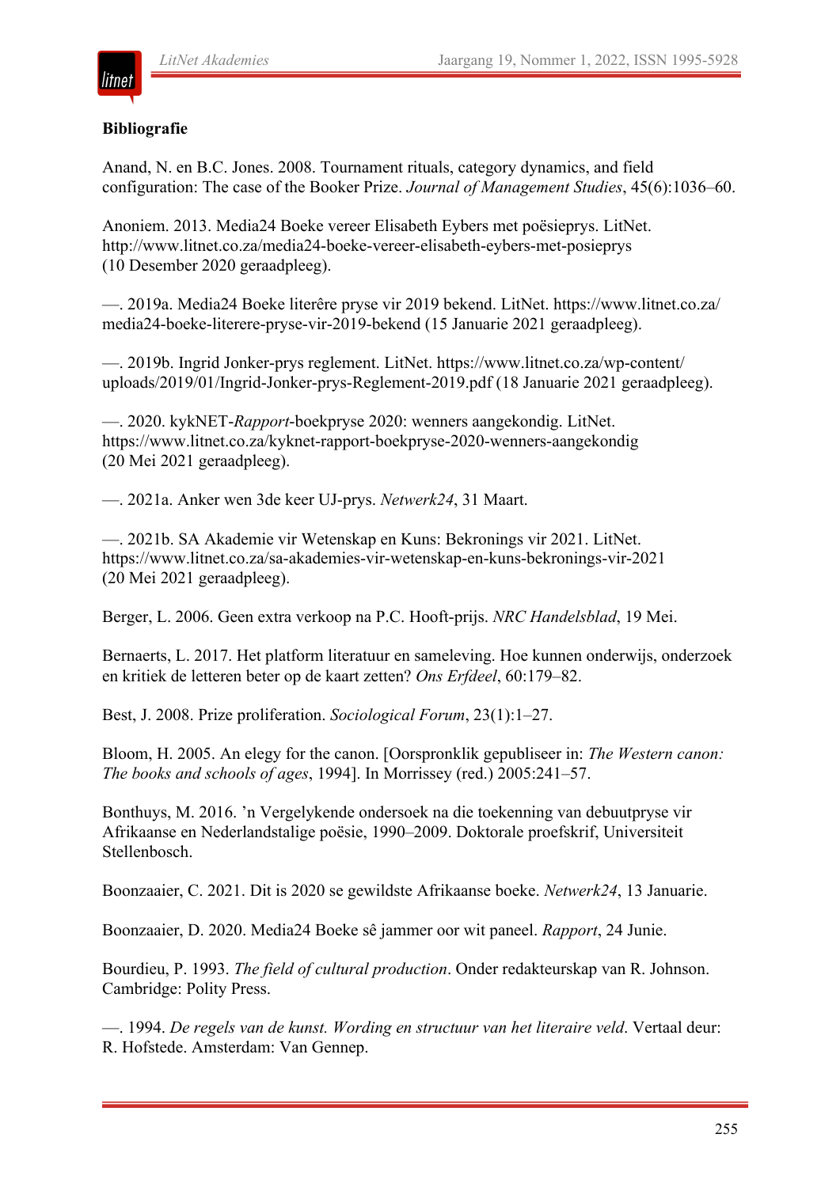**Bibliografie**

Anand, N. en B.C. Jones. 2008. Tournament rituals, category dynamics, and field configuration: The case of the Booker Prize. *Journal of Management Studies*, 45(6):1036–60.

Anoniem. 2013. Media24 Boeke vereer Elisabeth Eybers met poësieprys. LitNet. http://www.litnet.co.za/media24-boeke-vereer-elisabeth-eybers-met-posieprys (10 Desember 2020 geraadpleeg).

—. 2019a. Media24 Boeke literêre pryse vir 2019 bekend. LitNet. https://www.litnet.co.za/media24-boeke-literere-pryse-vir-2019-bekend (15 Januarie 2021 geraadpleeg).

—. 2019b. Ingrid Jonker-prys reglement. LitNet. https://www.litnet.co.za/wp-content/uploads/2019/01/Ingrid-Jonker-prys-Reglement-2019.pdf (18 Januarie 2021 geraadpleeg).

—. 2020. kykNET-*Rapport*-boekpryse 2020: wenners aangekondig. LitNet. https://www.litnet.co.za/kyknet-rapport-boekpryse-2020-wenners-aangekondig (20 Mei 2021 geraadpleeg).

—. 2021a. Anker wen 3de keer UJ-prys. *Netwerk24*, 31 Maart.

—. 2021b. SA Akademie vir Wetenskap en Kuns: Bekronings vir 2021. LitNet. https://www.litnet.co.za/sa-akademies-vir-wetenskap-en-kuns-bekronings-vir-2021 (20 Mei 2021 geraadpleeg).

Berger, L. 2006. Geen extra verkoop na P.C. Hooft-prijs. *NRC Handelsblad*, 19 Mei.

Bernaerts, L. 2017. Het platform literatuur en sameleving. Hoe kunnen onderwijs, onderzoek en kritiek de letteren beter op de kaart zetten? *Ons Erfdeel*, 60:179–82.

Best, J. 2008. Prize proliferation. *Sociological Forum*, 23(1):1–27.

Bloom, H. 2005. An elegy for the canon. [Oorspronklik gepubliseer in: *The Western canon: The books and schools of ages*, 1994]. In Morrissey (red.) 2005:241–57.

Bonthuys, M. 2016. 'n Vergelykende ondersoek na die toekenning van debuutpryse vir Afrikaanse en Nederlandstalige poësie, 1990–2009. Doktorale proefskrif, Universiteit Stellenbosch.

Boonzaaier, C. 2021. Dit is 2020 se gewildste Afrikaanse boeke. *Netwerk24*, 13 Januarie.

Boonzaaier, D. 2020. Media24 Boeke sê jammer oor wit paneel. *Rapport*, 24 Junie.

Bourdieu, P. 1993. *The field of cultural production*. Onder redakteurskap van R. Johnson. Cambridge: Polity Press.

—. 1994. *De regels van de kunst. Wording en structuur van het literaire veld*. Vertaal deur: R. Hofstede. Amsterdam: Van Gennep.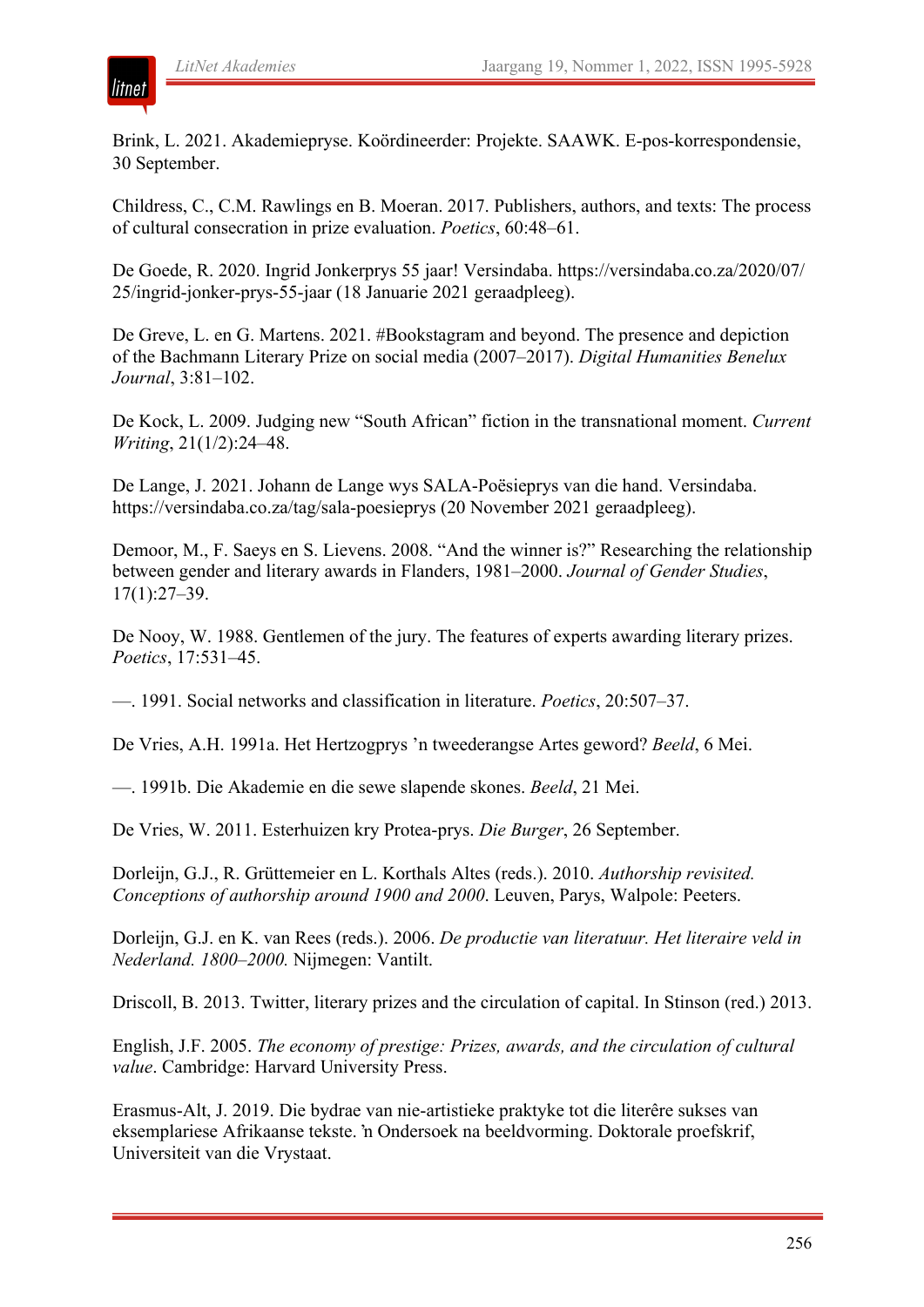Brink, L. 2021. Akademiepryse. Koördineerder: Projekte. SAAWK. E-pos-korrespondensie, 30 September.

Childress, C., C.M. Rawlings en B. Moeran. 2017. Publishers, authors, and texts: The process of cultural consecration in prize evaluation. *Poetics*, 60:48–61.

De Goede, R. 2020. Ingrid Jonkerprys 55 jaar! Versindaba. https://versindaba.co.za/2020/07/25/ingrid-jonker-prys-55-jaar (18 Januarie 2021 geraadpleeg).

De Greve, L. en G. Martens. 2021. #Bookstagram and beyond. The presence and depiction of the Bachmann Literary Prize on social media (2007–2017). *Digital Humanities Benelux Journal*, 3:81–102.

De Kock, L. 2009. Judging new "South African" fiction in the transnational moment. *Current Writing*, 21(1/2):24–48.

De Lange, J. 2021. Johann de Lange wys SALA-Poësieprys van die hand. Versindaba. https://versindaba.co.za/tag/sala-poesieprys (20 November 2021 geraadpleeg).

Demoor, M., F. Saeys en S. Lievens. 2008. "And the winner is?" Researching the relationship between gender and literary awards in Flanders, 1981–2000. *Journal of Gender Studies*, 17(1):27–39.

De Nooy, W. 1988. Gentlemen of the jury. The features of experts awarding literary prizes. *Poetics*, 17:531–45.

—. 1991. Social networks and classification in literature. *Poetics*, 20:507–37.

De Vries, A.H. 1991a. Het Hertzogprys 'n tweederangse Artes geword? *Beeld*, 6 Mei.

—. 1991b. Die Akademie en die sewe slapende skones. *Beeld*, 21 Mei.

De Vries, W. 2011. Esterhuizen kry Protea-prys. *Die Burger*, 26 September.

Dorleijn, G.J., R. Grüttemeier en L. Korthals Altes (reds.). 2010. *Authorship revisited. Conceptions of authorship around 1900 and 2000*. Leuven, Parys, Walpole: Peeters.

Dorleijn, G.J. en K. van Rees (reds.). 2006. *De productie van literatuur. Het literaire veld in Nederland. 1800–2000.* Nijmegen: Vantilt.

Driscoll, B. 2013. Twitter, literary prizes and the circulation of capital. In Stinson (red.) 2013.

English, J.F. 2005. *The economy of prestige: Prizes, awards, and the circulation of cultural value*. Cambridge: Harvard University Press.

Erasmus-Alt, J. 2019. Die bydrae van nie-artistieke praktyke tot die literêre sukses van eksemplariese Afrikaanse tekste. 'n Ondersoek na beeldvorming. Doktorale proefskrif, Universiteit van die Vrystaat.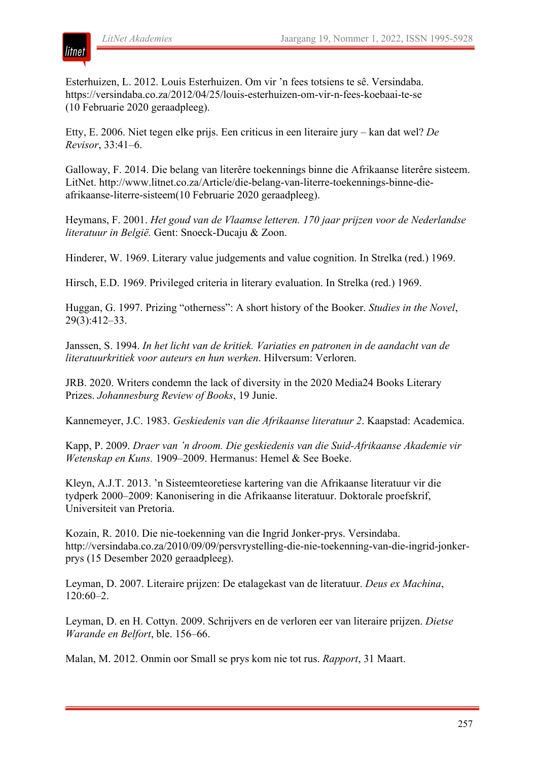Esterhuizen, L. 2012. Louis Esterhuizen. Om vir ’n fees totsiens te sê. Versindaba. https://versindaba.co.za/2012/04/25/louis-esterhuizen-om-vir-n-fees-koebaai-te-se (10 Februarie 2020 geraadpleeg).

Etty, E. 2006. Niet tegen elke prijs. Een criticus in een literaire jury – kan dat wel? *De Revisor*, 33:41–6.

Galloway, F. 2014. Die belang van literêre toekennings binne die Afrikaanse literêre sisteem. LitNet. http://www.litnet.co.za/Article/die-belang-van-literre-toekennings-binne-die-afrikaanse-literre-sisteem(10 Februarie 2020 geraadpleeg).

Heymans, F. 2001. *Het goud van de Vlaamse letteren. 170 jaar prijzen voor de Nederlandse literatuur in België.* Gent: Snoeck-Ducaju & Zoon.

Hinderer, W. 1969. Literary value judgements and value cognition. In Strelka (red.) 1969.

Hirsch, E.D. 1969. Privileged criteria in literary evaluation. In Strelka (red.) 1969.

Huggan, G. 1997. Prizing “otherness”: A short history of the Booker. *Studies in the Novel*, 29(3):412–33.

Janssen, S. 1994. *In het licht van de kritiek. Variaties en patronen in de aandacht van de literatuurkritiek voor auteurs en hun werken*. Hilversum: Verloren.

JRB. 2020. Writers condemn the lack of diversity in the 2020 Media24 Books Literary Prizes. *Johannesburg Review of Books*, 19 Junie.

Kannemeyer, J.C. 1983. *Geskiedenis van die Afrikaanse literatuur 2*. Kaapstad: Academica.

Kapp, P. 2009. *Draer van ’n droom. Die geskiedenis van die Suid-Afrikaanse Akademie vir Wetenskap en Kuns.* 1909–2009. Hermanus: Hemel & See Boeke.

Kleyn, A.J.T. 2013. ’n Sisteemteoretiese kartering van die Afrikaanse literatuur vir die tydperk 2000–2009: Kanonisering in die Afrikaanse literatuur. Doktorale proefskrif, Universiteit van Pretoria.

Kozain, R. 2010. Die nie-toekenning van die Ingrid Jonker-prys. Versindaba. http://versindaba.co.za/2010/09/09/persvrystelling-die-nie-toekenning-van-die-ingrid-jonker-prys (15 Desember 2020 geraadpleeg).

Leyman, D. 2007. Literaire prijzen: De etalagekast van de literatuur. *Deus ex Machina*, 120:60–2.

Leyman, D. en H. Cottyn. 2009. Schrijvers en de verloren eer van literaire prijzen. *Dietse Warande en Belfort*, ble. 156–66.

Malan, M. 2012. Onmin oor Small se prys kom nie tot rus. *Rapport*, 31 Maart.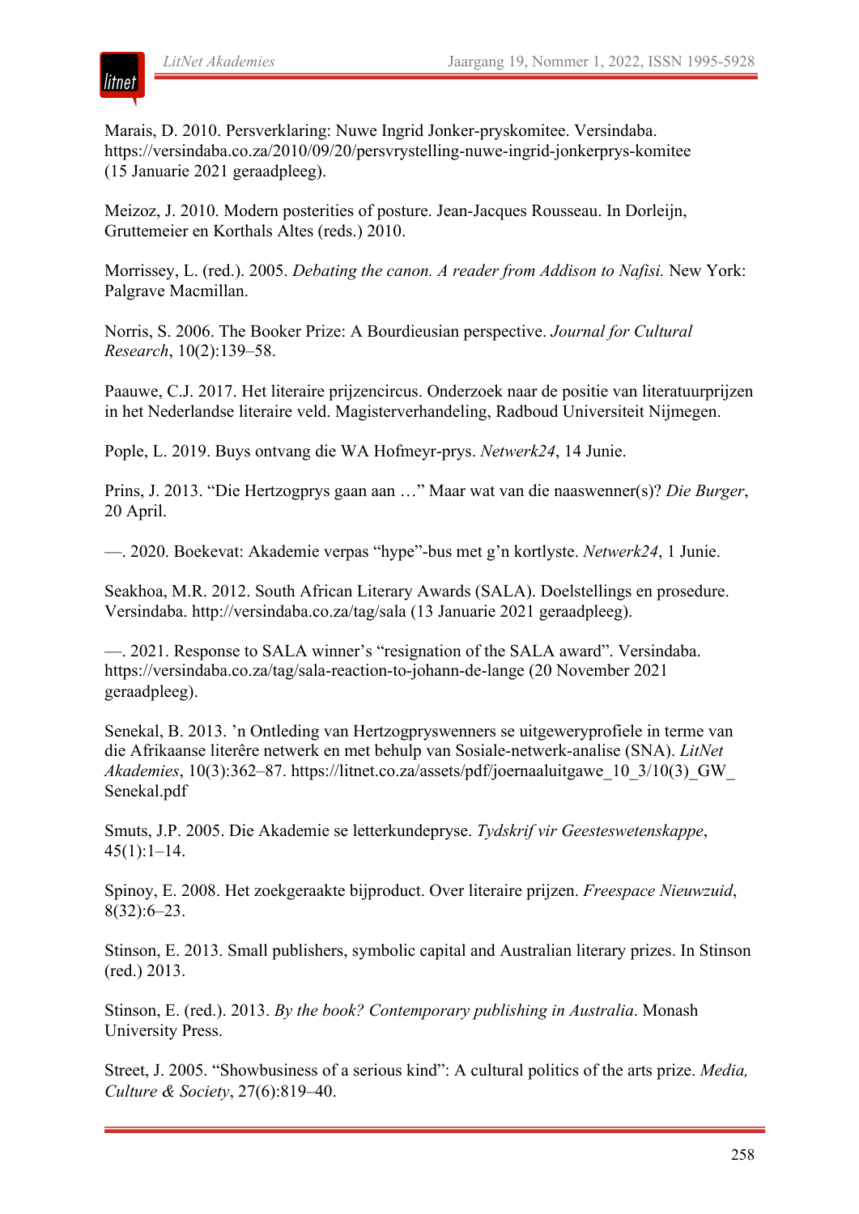Marais, D. 2010. Persverklaring: Nuwe Ingrid Jonker-pryskomitee. Versindaba. https://versindaba.co.za/2010/09/20/persvrystelling-nuwe-ingrid-jonkerprys-komitee (15 Januarie 2021 geraadpleeg).

Meizoz, J. 2010. Modern posterities of posture. Jean-Jacques Rousseau. In Dorleijn, Gruttemeier en Korthals Altes (reds.) 2010.

Morrissey, L. (red.). 2005. *Debating the canon. A reader from Addison to Nafisi.* New York: Palgrave Macmillan.

Norris, S. 2006. The Booker Prize: A Bourdieusian perspective. *Journal for Cultural Research*, 10(2):139–58.

Paauwe, C.J. 2017. Het literaire prijzencircus. Onderzoek naar de positie van literatuurprijzen in het Nederlandse literaire veld. Magisterverhandeling, Radboud Universiteit Nijmegen.

Pople, L. 2019. Buys ontvang die WA Hofmeyr-prys. *Netwerk24*, 14 Junie.

Prins, J. 2013. "Die Hertzogprys gaan aan …" Maar wat van die naaswenner(s)? *Die Burger*, 20 April.

—. 2020. Boekevat: Akademie verpas "hype"-bus met g'n kortlyste. *Netwerk24*, 1 Junie.

Seakhoa, M.R. 2012. South African Literary Awards (SALA). Doelstellings en prosedure. Versindaba. http://versindaba.co.za/tag/sala (13 Januarie 2021 geraadpleeg).

—. 2021. Response to SALA winner's "resignation of the SALA award". Versindaba. https://versindaba.co.za/tag/sala-reaction-to-johann-de-lange (20 November 2021 geraadpleeg).

Senekal, B. 2013. 'n Ontleding van Hertzogpryswenners se uitgeweryprofiele in terme van die Afrikaanse literêre netwerk en met behulp van Sosiale-netwerk-analise (SNA). *LitNet Akademies*, 10(3):362–87. https://litnet.co.za/assets/pdf/joernaaluitgawe_10_3/10(3)_GW_Senekal.pdf

Smuts, J.P. 2005. Die Akademie se letterkundepryse. *Tydskrif vir Geesteswetenskappe*, 45(1):1–14.

Spinoy, E. 2008. Het zoekgeraakte bijproduct. Over literaire prijzen. *Freespace Nieuwzuid*, 8(32):6–23.

Stinson, E. 2013. Small publishers, symbolic capital and Australian literary prizes. In Stinson (red.) 2013.

Stinson, E. (red.). 2013. *By the book? Contemporary publishing in Australia*. Monash University Press.

Street, J. 2005. "Showbusiness of a serious kind": A cultural politics of the arts prize. *Media, Culture & Society*, 27(6):819–40.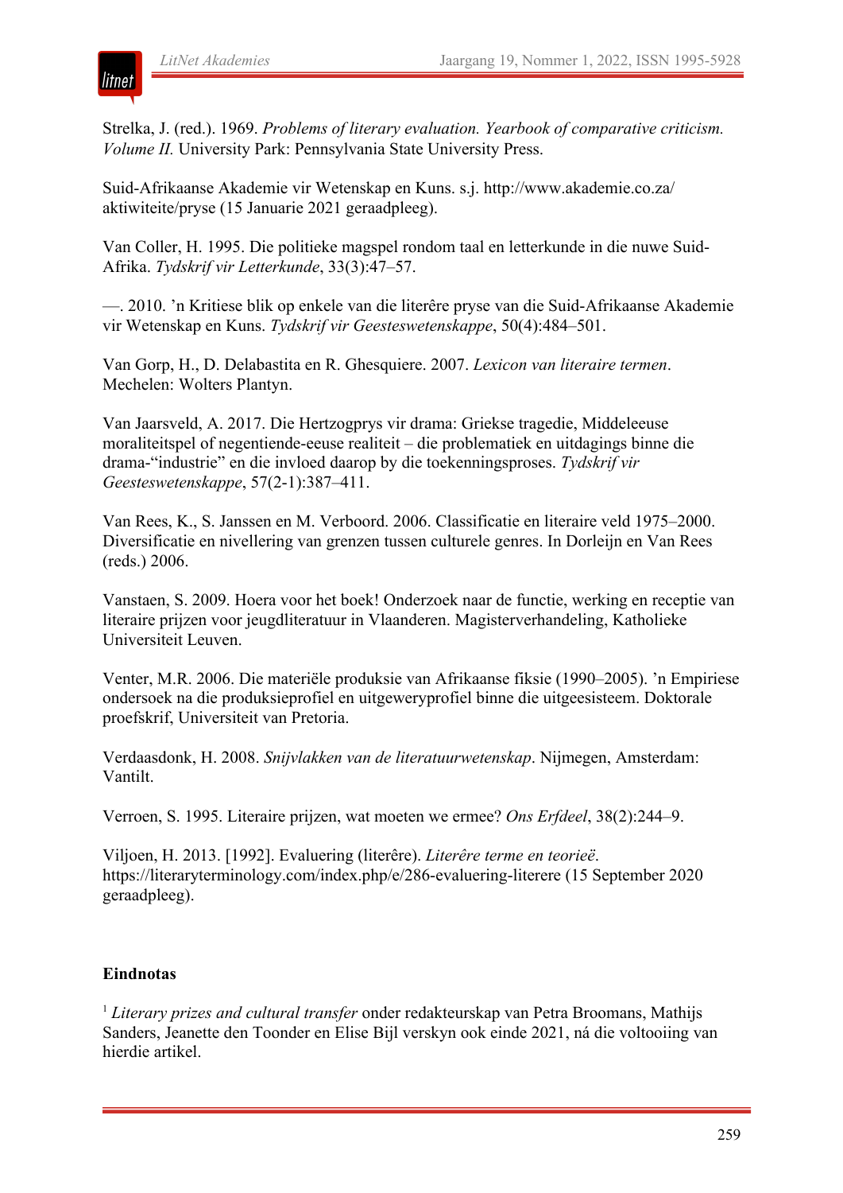Strelka, J. (red.). 1969. *Problems of literary evaluation. Yearbook of comparative criticism. Volume II.* University Park: Pennsylvania State University Press.

Suid-Afrikaanse Akademie vir Wetenskap en Kuns. s.j. http://www.akademie.co.za/aktiwiteite/pryse (15 Januarie 2021 geraadpleeg).

Van Coller, H. 1995. Die politieke magspel rondom taal en letterkunde in die nuwe Suid-Afrika. *Tydskrif vir Letterkunde*, 33(3):47–57.

—. 2010. 'n Kritiese blik op enkele van die literêre pryse van die Suid-Afrikaanse Akademie vir Wetenskap en Kuns. *Tydskrif vir Geesteswetenskappe*, 50(4):484–501.

Van Gorp, H., D. Delabastita en R. Ghesquiere. 2007. *Lexicon van literaire termen*. Mechelen: Wolters Plantyn.

Van Jaarsveld, A. 2017. Die Hertzogprys vir drama: Griekse tragedie, Middeleeuse moraliteitspel of negentiende-eeuse realiteit – die problematiek en uitdagings binne die drama-"industrie" en die invloed daarop by die toekenningsproses. *Tydskrif vir Geesteswetenskappe*, 57(2-1):387–411.

Van Rees, K., S. Janssen en M. Verboord. 2006. Classificatie en literaire veld 1975–2000. Diversificatie en nivellering van grenzen tussen culturele genres. In Dorleijn en Van Rees (reds.) 2006.

Vanstaen, S. 2009. Hoera voor het boek! Onderzoek naar de functie, werking en receptie van literaire prijzen voor jeugdliteratuur in Vlaanderen. Magisterverhandeling, Katholieke Universiteit Leuven.

Venter, M.R. 2006. Die materiële produksie van Afrikaanse fiksie (1990–2005). 'n Empiriese ondersoek na die produksieprofiel en uitgeweryprofiel binne die uitgeesisteem. Doktorale proefskrif, Universiteit van Pretoria.

Verdaasdonk, H. 2008. *Snijvlakken van de literatuurwetenskap*. Nijmegen, Amsterdam: Vantilt.

Verroen, S. 1995. Literaire prijzen, wat moeten we ermee? *Ons Erfdeel*, 38(2):244–9.

Viljoen, H. 2013. [1992]. Evaluering (literêre). *Literêre terme en teorieë*. https://literaryterminology.com/index.php/e/286-evaluering-literere (15 September 2020 geraadpleeg).

## Eindnotas

[1] *Literary prizes and cultural transfer* onder redakteurskap van Petra Broomans, Mathijs Sanders, Jeanette den Toonder en Elise Bijl verskyn ook einde 2021, ná die voltooiing van hierdie artikel.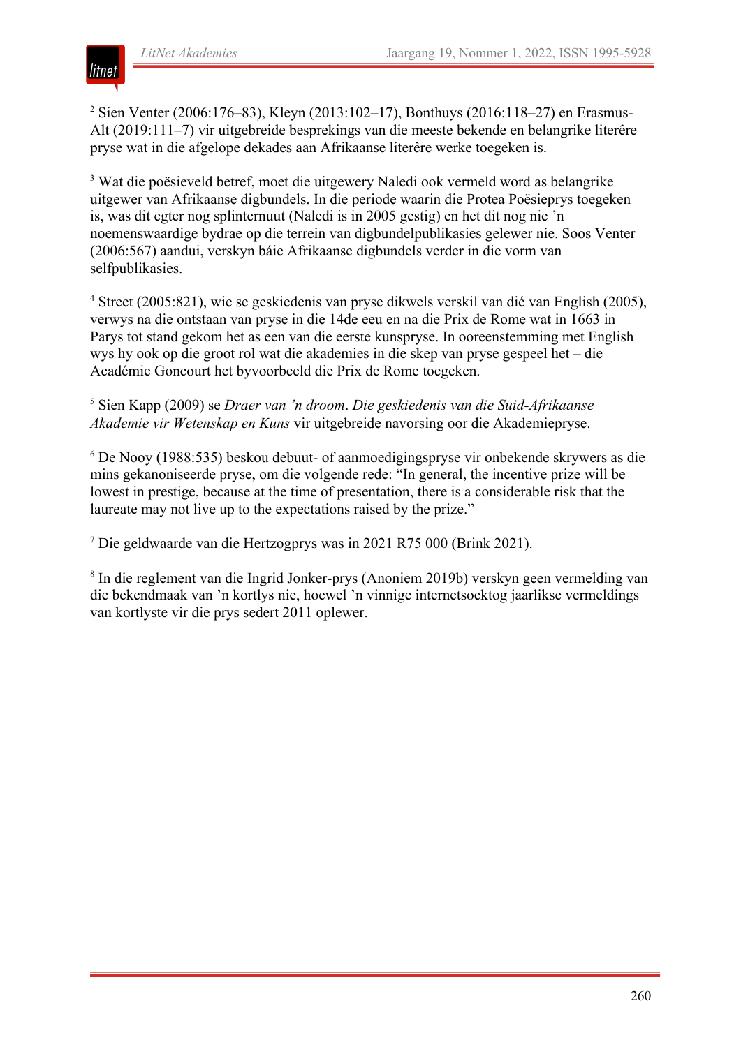[2] Sien Venter (2006:176–83), Kleyn (2013:102–17), Bonthuys (2016:118–27) en Erasmus-Alt (2019:111–7) vir uitgebreide besprekings van die meeste bekende en belangrike literêre pryse wat in die afgelope dekades aan Afrikaanse literêre werke toegeken is.

[3] Wat die poësieveld betref, moet die uitgewery Naledi ook vermeld word as belangrike uitgewer van Afrikaanse digbundels. In die periode waarin die Protea Poësieprys toegeken is, was dit egter nog splinternuut (Naledi is in 2005 gestig) en het dit nog nie ’n noemenswaardige bydrae op die terrein van digbundelpublikasies gelewer nie. Soos Venter (2006:567) aandui, verskyn báie Afrikaanse digbundels verder in die vorm van selfpublikasies.

[4] Street (2005:821), wie se geskiedenis van pryse dikwels verskil van dié van English (2005), verwys na die ontstaan van pryse in die 14de eeu en na die Prix de Rome wat in 1663 in Parys tot stand gekom het as een van die eerste kunspryse. In ooreenstemming met English wys hy ook op die groot rol wat die akademies in die skep van pryse gespeel het – die Académie Goncourt het byvoorbeeld die Prix de Rome toegeken.

[5] Sien Kapp (2009) se *Draer van ’n droom*. *Die geskiedenis van die Suid-Afrikaanse Akademie vir Wetenskap en Kuns* vir uitgebreide navorsing oor die Akademiepryse.

[6] De Nooy (1988:535) beskou debuut- of aanmoedigingspryse vir onbekende skrywers as die mins gekanoniseerde pryse, om die volgende rede: “In general, the incentive prize will be lowest in prestige, because at the time of presentation, there is a considerable risk that the laureate may not live up to the expectations raised by the prize.”

[7] Die geldwaarde van die Hertzogprys was in 2021 R75 000 (Brink 2021).

[8] In die reglement van die Ingrid Jonker-prys (Anoniem 2019b) verskyn geen vermelding van die bekendmaak van ’n kortlys nie, hoewel ’n vinnige internetsoektog jaarlikse vermeldings van kortlyste vir die prys sedert 2011 oplewer.